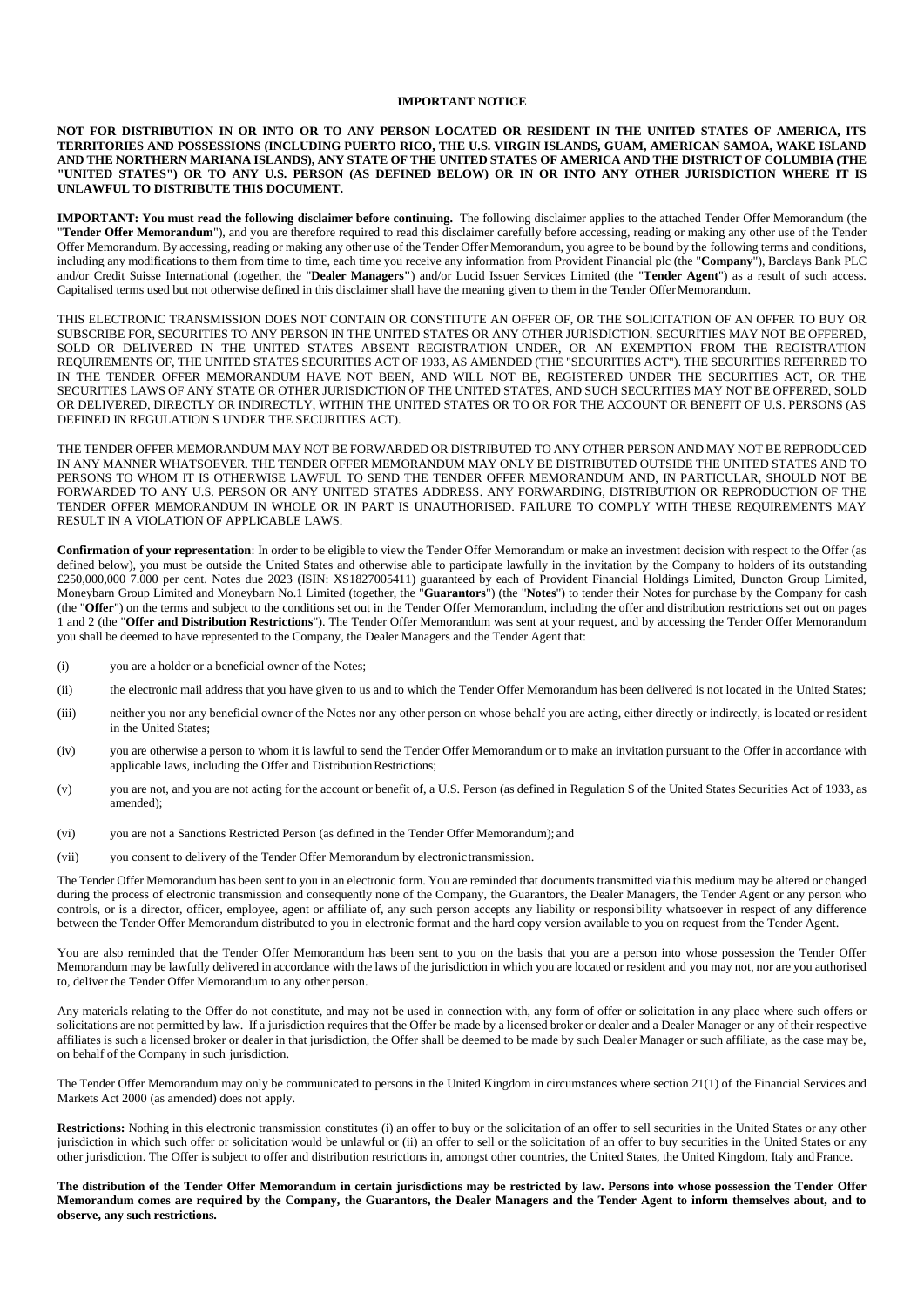## IMPORTANT NOTICE

**NOT FOR DISTRIBUTION IN OR INTO OR TO ANY PERSON LOCATED OR RESIDENT IN THE UNITED STATES OF AMERICA, ITS TERRITORIES AND POSSESSIONS (INCLUDING PUERTO RICO, THE U.S. VIRGIN ISLANDS, GUAM, AMERICAN SAMOA, WAKE ISLAND AND THE NORTHERN MARIANA ISLANDS), ANY STATE OF THE UNITED STATES OF AMERICA AND THE DISTRICT OF COLUMBIA (THE "UNITED STATES") OR TO ANY U.S. PERSON (AS DEFINED BELOW) OR IN OR INTO ANY OTHER JURISDICTION WHERE IT IS UNLAWFUL TO DISTRIBUTE THIS DOCUMENT.**

**IMPORTANT: You must read the following disclaimer before continuing.** The following disclaimer applies to the attached Tender Offer Memorandum (the "**Tender Offer Memorandum**"), and you are therefore required to read this disclaimer carefully before accessing, reading or making any other use of the Tender Offer Memorandum. By accessing, reading or making any other use of the Tender Offer Memorandum, you agree to be bound by the following terms and conditions, including any modifications to them from time to time, each time you receive any information from Provident Financial plc (the "**Company**"), Barclays Bank PLC and/or Credit Suisse International (together, the "**Dealer Managers**") and/or Lucid Issuer Services Limited (the "**Tender Agent**") as a result of such access. Capitalised terms used but not otherwise defined in this disclaimer shall have the meaning given to them in the Tender Offer Memorandum.

THIS ELECTRONIC TRANSMISSION DOES NOT CONTAIN OR CONSTITUTE AN OFFER OF, OR THE SOLICITATION OF AN OFFER TO BUY OR SUBSCRIBE FOR, SECURITIES TO ANY PERSON IN THE UNITED STATES OR ANY OTHER JURISDICTION. SECURITIES MAY NOT BE OFFERED, SOLD OR DELIVERED IN THE UNITED STATES ABSENT REGISTRATION UNDER, OR AN EXEMPTION FROM THE REGISTRATION REQUIREMENTS OF, THE UNITED STATES SECURITIES ACT OF 1933, AS AMENDED (THE "SECURITIES ACT"). THE SECURITIES REFERRED TO IN THE TENDER OFFER MEMORANDUM HAVE NOT BEEN, AND WILL NOT BE, REGISTERED UNDER THE SECURITIES ACT, OR THE SECURITIES LAWS OF ANY STATE OR OTHER JURISDICTION OF THE UNITED STATES, AND SUCH SECURITIES MAY NOT BE OFFERED, SOLD OR DELIVERED, DIRECTLY OR INDIRECTLY, WITHIN THE UNITED STATES OR TO OR FOR THE ACCOUNT OR BENEFIT OF U.S. PERSONS (AS DEFINED IN REGULATION S UNDER THE SECURITIES ACT).

THE TENDER OFFER MEMORANDUM MAY NOT BE FORWARDED OR DISTRIBUTED TO ANY OTHER PERSON AND MAY NOT BE REPRODUCED IN ANY MANNER WHATSOEVER. THE TENDER OFFER MEMORANDUM MAY ONLY BE DISTRIBUTED OUTSIDE THE UNITED STATES AND TO PERSONS TO WHOM IT IS OTHERWISE LAWFUL TO SEND THE TENDER OFFER MEMORANDUM AND, IN PARTICULAR, SHOULD NOT BE FORWARDED TO ANY U.S. PERSON OR ANY UNITED STATES ADDRESS. ANY FORWARDING, DISTRIBUTION OR REPRODUCTION OF THE TENDER OFFER MEMORANDUM IN WHOLE OR IN PART IS UNAUTHORISED. FAILURE TO COMPLY WITH THESE REQUIREMENTS MAY RESULT IN A VIOLATION OF APPLICABLE LAWS.

**Confirmation of your representation**: In order to be eligible to view the Tender Offer Memorandum or make an investment decision with respect to the Offer (as defined below), you must be outside the United States and otherwise able to participate lawfully in the invitation by the Company to holders of its outstanding £250,000,000 7.000 per cent. Notes due 2023 (ISIN: XS1827005411) guaranteed by each of Provident Financial Holdings Limited, Duncton Group Limited, Moneybarn Group Limited and Moneybarn No.1 Limited (together, the "**Guarantors**") (the "**Notes**") to tender their Notes for purchase by the Company for cash (the "**Offer**") on the terms and subject to the conditions set out in the Tender Offer Memorandum, including the offer and distribution restrictions set out on pages 1 and 2 (the "**Offer and Distribution Restrictions**"). The Tender Offer Memorandum was sent at your request, and by accessing the Tender Offer Memorandum you shall be deemed to have represented to the Company, the Dealer Managers and the Tender Agent that:

(i) you are a holder or a beneficial owner of the Notes;

(ii) the electronic mail address that you have given to us and to which the Tender Offer Memorandum has been delivered is not located in the United States;

(iii) neither you nor any beneficial owner of the Notes nor any other person on whose behalf you are acting, either directly or indirectly, is located or resident in the United States;

(iv) you are otherwise a person to whom it is lawful to send the Tender Offer Memorandum or to make an invitation pursuant to the Offer in accordance with applicable laws, including the Offer and Distribution Restrictions;

(v) you are not, and you are not acting for the account or benefit of, a U.S. Person (as defined in Regulation S of the United States Securities Act of 1933, as amended);

(vi) you are not a Sanctions Restricted Person (as defined in the Tender Offer Memorandum); and

(vii) you consent to delivery of the Tender Offer Memorandum by electronic transmission.

The Tender Offer Memorandum has been sent to you in an electronic form. You are reminded that documents transmitted via this medium may be altered or changed during the process of electronic transmission and consequently none of the Company, the Guarantors, the Dealer Managers, the Tender Agent or any person who controls, or is a director, officer, employee, agent or affiliate of, any such person accepts any liability or responsibility whatsoever in respect of any difference between the Tender Offer Memorandum distributed to you in electronic format and the hard copy version available to you on request from the Tender Agent.

You are also reminded that the Tender Offer Memorandum has been sent to you on the basis that you are a person into whose possession the Tender Offer Memorandum may be lawfully delivered in accordance with the laws of the jurisdiction in which you are located or resident and you may not, nor are you authorised to, deliver the Tender Offer Memorandum to any other person.

Any materials relating to the Offer do not constitute, and may not be used in connection with, any form of offer or solicitation in any place where such offers or solicitations are not permitted by law. If a jurisdiction requires that the Offer be made by a licensed broker or dealer and a Dealer Manager or any of their respective affiliates is such a licensed broker or dealer in that jurisdiction, the Offer shall be deemed to be made by such Dealer Manager or such affiliate, as the case may be, on behalf of the Company in such jurisdiction.

The Tender Offer Memorandum may only be communicated to persons in the United Kingdom in circumstances where section 21(1) of the Financial Services and Markets Act 2000 (as amended) does not apply.

**Restrictions:** Nothing in this electronic transmission constitutes (i) an offer to buy or the solicitation of an offer to sell securities in the United States or any other jurisdiction in which such offer or solicitation would be unlawful or (ii) an offer to sell or the solicitation of an offer to buy securities in the United States or any other jurisdiction. The Offer is subject to offer and distribution restrictions in, amongst other countries, the United States, the United Kingdom, Italy and France.

**The distribution of the Tender Offer Memorandum in certain jurisdictions may be restricted by law. Persons into whose possession the Tender Offer Memorandum comes are required by the Company, the Guarantors, the Dealer Managers and the Tender Agent to inform themselves about, and to observe, any such restrictions.**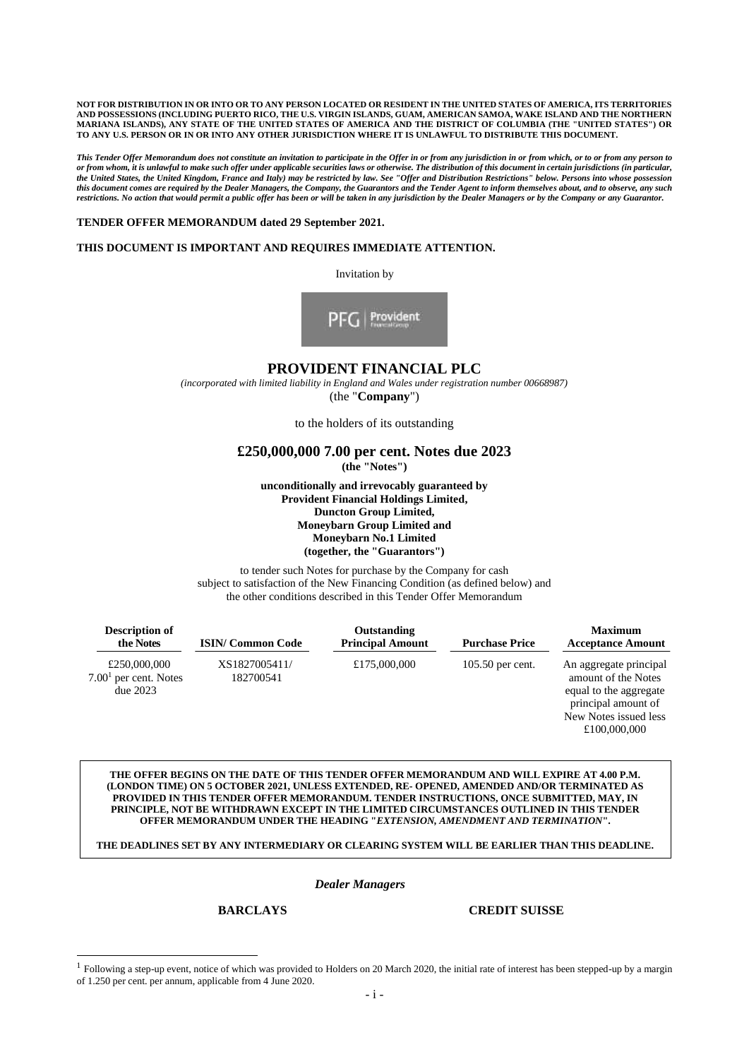**NOT FOR DISTRIBUTION IN OR INTO OR TO ANY PERSON LOCATED OR RESIDENT IN THE UNITED STATES OF AMERICA, ITS TERRITORIES AND POSSESSIONS (INCLUDING PUERTO RICO, THE U.S. VIRGIN ISLANDS, GUAM, AMERICAN SAMOA, WAKE ISLAND AND THE NORTHERN MARIANA ISLANDS), ANY STATE OF THE UNITED STATES OF AMERICA AND THE DISTRICT OF COLUMBIA (THE "UNITED STATES") OR TO ANY U.S. PERSON OR IN OR INTO ANY OTHER JURISDICTION WHERE IT IS UNLAWFUL TO DISTRIBUTE THIS DOCUMENT.**

***This Tender Offer Memorandum does not constitute an invitation to participate in the Offer in or from any jurisdiction in or from which, or to or from any person to or from whom, it is unlawful to make such offer under applicable securities laws or otherwise. The distribution of this document in certain jurisdictions (in particular, the United States, the United Kingdom, France and Italy) may be restricted by law. See "Offer and Distribution Restrictions" below. Persons into whose possession this document comes are required by the Dealer Managers, the Company, the Guarantors and the Tender Agent to inform themselves about, and to observe, any such restrictions. No action that would permit a public offer has been or will be taken in any jurisdiction by the Dealer Managers or by the Company or any Guarantor.***

**TENDER OFFER MEMORANDUM dated 29 September 2021.**

**THIS DOCUMENT IS IMPORTANT AND REQUIRES IMMEDIATE ATTENTION.**

Invitation by

PFG | Provident Financial Group

## PROVIDENT FINANCIAL PLC

*(incorporated with limited liability in England and Wales under registration number 00668987)*

(the "**Company**")

to the holders of its outstanding

## £250,000,000 7.00 per cent. Notes due 2023

**(the "Notes")**

**unconditionally and irrevocably guaranteed by**
**Provident Financial Holdings Limited,**
**Duncton Group Limited,**
**Moneybarn Group Limited and**
**Moneybarn No.1 Limited**
**(together, the "Guarantors")**

to tender such Notes for purchase by the Company for cash subject to satisfaction of the New Financing Condition (as defined below) and the other conditions described in this Tender Offer Memorandum

| Description of the Notes | ISIN/ Common Code | Outstanding Principal Amount | Purchase Price | Maximum Acceptance Amount |
|---|---|---|---|---|
| £250,000,000 7.00[1] per cent. Notes due 2023 | XS1827005411/ 182700541 | £175,000,000 | 105.50 per cent. | An aggregate principal amount of the Notes equal to the aggregate principal amount of New Notes issued less £100,000,000 |

**THE OFFER BEGINS ON THE DATE OF THIS TENDER OFFER MEMORANDUM AND WILL EXPIRE AT 4.00 P.M. (LONDON TIME) ON 5 OCTOBER 2021, UNLESS EXTENDED, RE- OPENED, AMENDED AND/OR TERMINATED AS PROVIDED IN THIS TENDER OFFER MEMORANDUM. TENDER INSTRUCTIONS, ONCE SUBMITTED, MAY, IN PRINCIPLE, NOT BE WITHDRAWN EXCEPT IN THE LIMITED CIRCUMSTANCES OUTLINED IN THIS TENDER OFFER MEMORANDUM UNDER THE HEADING "*EXTENSION, AMENDMENT AND TERMINATION*".**

**THE DEADLINES SET BY ANY INTERMEDIARY OR CLEARING SYSTEM WILL BE EARLIER THAN THIS DEADLINE.**

*Dealer Managers*

**BARCLAYS** **CREDIT SUISSE**

[1] Following a step-up event, notice of which was provided to Holders on 20 March 2020, the initial rate of interest has been stepped-up by a margin of 1.250 per cent. per annum, applicable from 4 June 2020.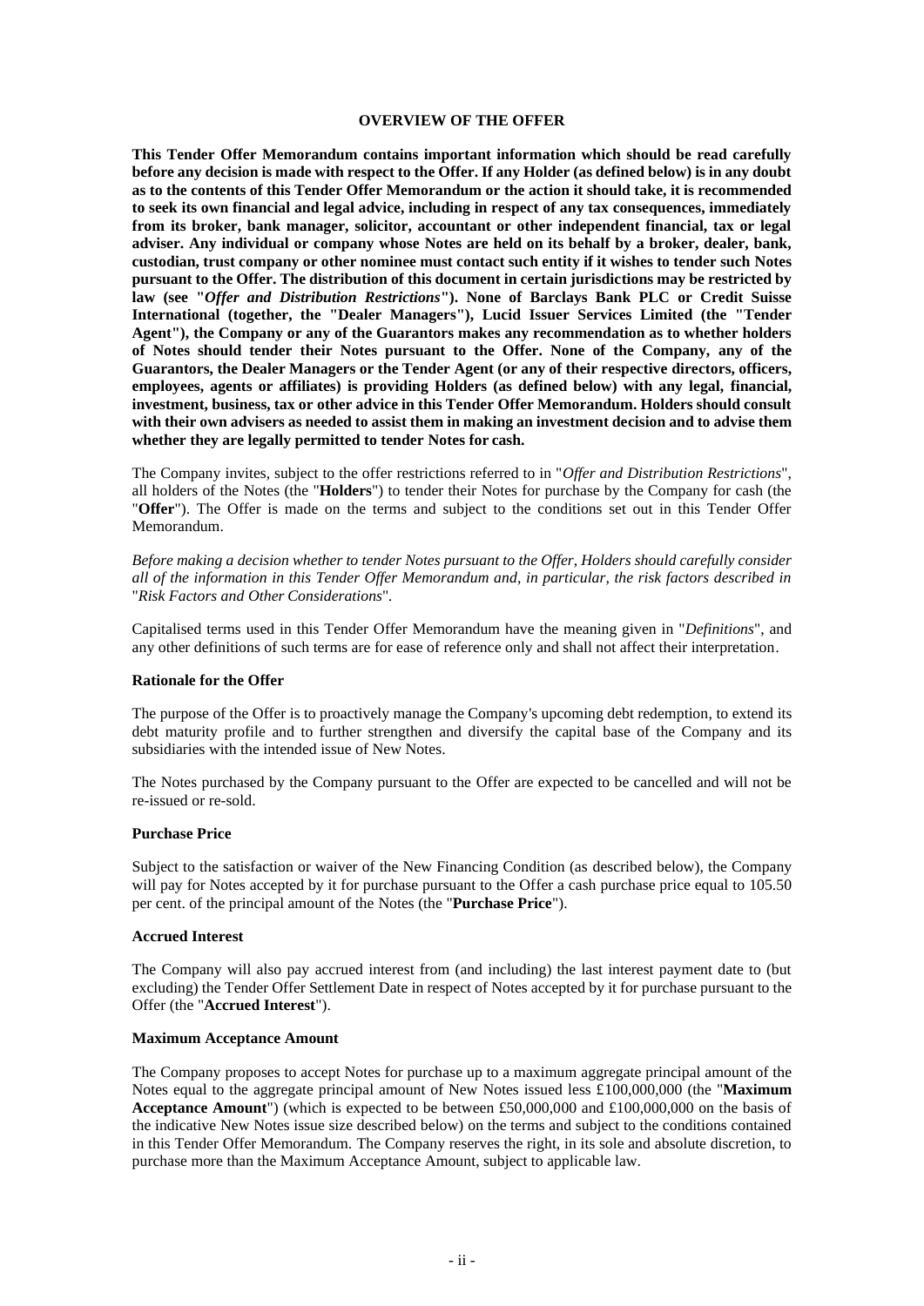## OVERVIEW OF THE OFFER

**This Tender Offer Memorandum contains important information which should be read carefully before any decision is made with respect to the Offer. If any Holder (as defined below) is in any doubt as to the contents of this Tender Offer Memorandum or the action it should take, it is recommended to seek its own financial and legal advice, including in respect of any tax consequences, immediately from its broker, bank manager, solicitor, accountant or other independent financial, tax or legal adviser. Any individual or company whose Notes are held on its behalf by a broker, dealer, bank, custodian, trust company or other nominee must contact such entity if it wishes to tender such Notes pursuant to the Offer. The distribution of this document in certain jurisdictions may be restricted by law (see "*Offer and Distribution Restrictions*"). None of Barclays Bank PLC or Credit Suisse International (together, the "Dealer Managers"), Lucid Issuer Services Limited (the "Tender Agent"), the Company or any of the Guarantors makes any recommendation as to whether holders of Notes should tender their Notes pursuant to the Offer. None of the Company, any of the Guarantors, the Dealer Managers or the Tender Agent (or any of their respective directors, officers, employees, agents or affiliates) is providing Holders (as defined below) with any legal, financial, investment, business, tax or other advice in this Tender Offer Memorandum. Holders should consult with their own advisers as needed to assist them in making an investment decision and to advise them whether they are legally permitted to tender Notes for cash.**

The Company invites, subject to the offer restrictions referred to in "*Offer and Distribution Restrictions*", all holders of the Notes (the "**Holders**") to tender their Notes for purchase by the Company for cash (the "**Offer**"). The Offer is made on the terms and subject to the conditions set out in this Tender Offer Memorandum.

*Before making a decision whether to tender Notes pursuant to the Offer, Holders should carefully consider all of the information in this Tender Offer Memorandum and, in particular, the risk factors described in* "*Risk Factors and Other Considerations*".

Capitalised terms used in this Tender Offer Memorandum have the meaning given in "*Definitions*", and any other definitions of such terms are for ease of reference only and shall not affect their interpretation.

### Rationale for the Offer

The purpose of the Offer is to proactively manage the Company's upcoming debt redemption, to extend its debt maturity profile and to further strengthen and diversify the capital base of the Company and its subsidiaries with the intended issue of New Notes.

The Notes purchased by the Company pursuant to the Offer are expected to be cancelled and will not be re-issued or re-sold.

### Purchase Price

Subject to the satisfaction or waiver of the New Financing Condition (as described below), the Company will pay for Notes accepted by it for purchase pursuant to the Offer a cash purchase price equal to 105.50 per cent. of the principal amount of the Notes (the "**Purchase Price**").

### Accrued Interest

The Company will also pay accrued interest from (and including) the last interest payment date to (but excluding) the Tender Offer Settlement Date in respect of Notes accepted by it for purchase pursuant to the Offer (the "**Accrued Interest**").

### Maximum Acceptance Amount

The Company proposes to accept Notes for purchase up to a maximum aggregate principal amount of the Notes equal to the aggregate principal amount of New Notes issued less £100,000,000 (the "**Maximum Acceptance Amount**") (which is expected to be between £50,000,000 and £100,000,000 on the basis of the indicative New Notes issue size described below) on the terms and subject to the conditions contained in this Tender Offer Memorandum. The Company reserves the right, in its sole and absolute discretion, to purchase more than the Maximum Acceptance Amount, subject to applicable law.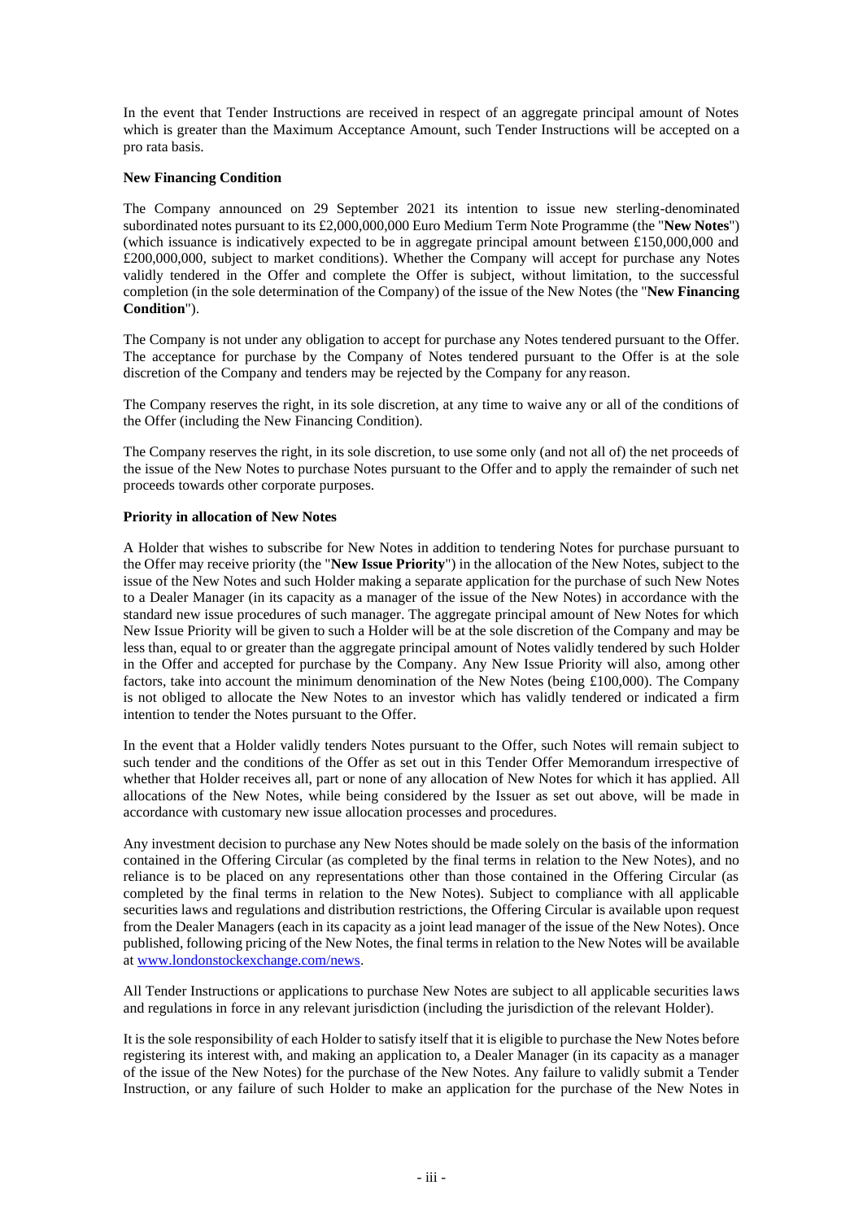In the event that Tender Instructions are received in respect of an aggregate principal amount of Notes which is greater than the Maximum Acceptance Amount, such Tender Instructions will be accepted on a pro rata basis.

**New Financing Condition**

The Company announced on 29 September 2021 its intention to issue new sterling-denominated subordinated notes pursuant to its £2,000,000,000 Euro Medium Term Note Programme (the "**New Notes**") (which issuance is indicatively expected to be in aggregate principal amount between £150,000,000 and £200,000,000, subject to market conditions). Whether the Company will accept for purchase any Notes validly tendered in the Offer and complete the Offer is subject, without limitation, to the successful completion (in the sole determination of the Company) of the issue of the New Notes (the "**New Financing Condition**").

The Company is not under any obligation to accept for purchase any Notes tendered pursuant to the Offer. The acceptance for purchase by the Company of Notes tendered pursuant to the Offer is at the sole discretion of the Company and tenders may be rejected by the Company for any reason.

The Company reserves the right, in its sole discretion, at any time to waive any or all of the conditions of the Offer (including the New Financing Condition).

The Company reserves the right, in its sole discretion, to use some only (and not all of) the net proceeds of the issue of the New Notes to purchase Notes pursuant to the Offer and to apply the remainder of such net proceeds towards other corporate purposes.

**Priority in allocation of New Notes**

A Holder that wishes to subscribe for New Notes in addition to tendering Notes for purchase pursuant to the Offer may receive priority (the "**New Issue Priority**") in the allocation of the New Notes, subject to the issue of the New Notes and such Holder making a separate application for the purchase of such New Notes to a Dealer Manager (in its capacity as a manager of the issue of the New Notes) in accordance with the standard new issue procedures of such manager. The aggregate principal amount of New Notes for which New Issue Priority will be given to such a Holder will be at the sole discretion of the Company and may be less than, equal to or greater than the aggregate principal amount of Notes validly tendered by such Holder in the Offer and accepted for purchase by the Company. Any New Issue Priority will also, among other factors, take into account the minimum denomination of the New Notes (being £100,000). The Company is not obliged to allocate the New Notes to an investor which has validly tendered or indicated a firm intention to tender the Notes pursuant to the Offer.

In the event that a Holder validly tenders Notes pursuant to the Offer, such Notes will remain subject to such tender and the conditions of the Offer as set out in this Tender Offer Memorandum irrespective of whether that Holder receives all, part or none of any allocation of New Notes for which it has applied. All allocations of the New Notes, while being considered by the Issuer as set out above, will be made in accordance with customary new issue allocation processes and procedures.

Any investment decision to purchase any New Notes should be made solely on the basis of the information contained in the Offering Circular (as completed by the final terms in relation to the New Notes), and no reliance is to be placed on any representations other than those contained in the Offering Circular (as completed by the final terms in relation to the New Notes). Subject to compliance with all applicable securities laws and regulations and distribution restrictions, the Offering Circular is available upon request from the Dealer Managers (each in its capacity as a joint lead manager of the issue of the New Notes). Once published, following pricing of the New Notes, the final terms in relation to the New Notes will be available at www.londonstockexchange.com/news.

All Tender Instructions or applications to purchase New Notes are subject to all applicable securities laws and regulations in force in any relevant jurisdiction (including the jurisdiction of the relevant Holder).

It is the sole responsibility of each Holder to satisfy itself that it is eligible to purchase the New Notes before registering its interest with, and making an application to, a Dealer Manager (in its capacity as a manager of the issue of the New Notes) for the purchase of the New Notes. Any failure to validly submit a Tender Instruction, or any failure of such Holder to make an application for the purchase of the New Notes in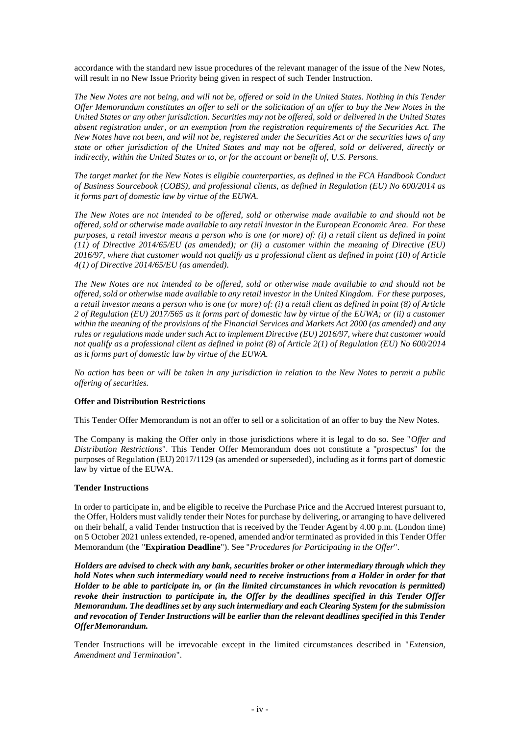accordance with the standard new issue procedures of the relevant manager of the issue of the New Notes, will result in no New Issue Priority being given in respect of such Tender Instruction.

*The New Notes are not being, and will not be, offered or sold in the United States. Nothing in this Tender Offer Memorandum constitutes an offer to sell or the solicitation of an offer to buy the New Notes in the United States or any other jurisdiction. Securities may not be offered, sold or delivered in the United States absent registration under, or an exemption from the registration requirements of the Securities Act. The New Notes have not been, and will not be, registered under the Securities Act or the securities laws of any state or other jurisdiction of the United States and may not be offered, sold or delivered, directly or indirectly, within the United States or to, or for the account or benefit of, U.S. Persons.*

*The target market for the New Notes is eligible counterparties, as defined in the FCA Handbook Conduct of Business Sourcebook (COBS), and professional clients, as defined in Regulation (EU) No 600/2014 as it forms part of domestic law by virtue of the EUWA.*

*The New Notes are not intended to be offered, sold or otherwise made available to and should not be offered, sold or otherwise made available to any retail investor in the European Economic Area. For these purposes, a retail investor means a person who is one (or more) of: (i) a retail client as defined in point (11) of Directive 2014/65/EU (as amended); or (ii) a customer within the meaning of Directive (EU) 2016/97, where that customer would not qualify as a professional client as defined in point (10) of Article 4(1) of Directive 2014/65/EU (as amended).*

*The New Notes are not intended to be offered, sold or otherwise made available to and should not be offered, sold or otherwise made available to any retail investor in the United Kingdom. For these purposes, a retail investor means a person who is one (or more) of: (i) a retail client as defined in point (8) of Article 2 of Regulation (EU) 2017/565 as it forms part of domestic law by virtue of the EUWA; or (ii) a customer within the meaning of the provisions of the Financial Services and Markets Act 2000 (as amended) and any rules or regulations made under such Act to implement Directive (EU) 2016/97, where that customer would not qualify as a professional client as defined in point (8) of Article 2(1) of Regulation (EU) No 600/2014 as it forms part of domestic law by virtue of the EUWA.*

*No action has been or will be taken in any jurisdiction in relation to the New Notes to permit a public offering of securities.*

**Offer and Distribution Restrictions**

This Tender Offer Memorandum is not an offer to sell or a solicitation of an offer to buy the New Notes.

The Company is making the Offer only in those jurisdictions where it is legal to do so. See "*Offer and Distribution Restrictions*". This Tender Offer Memorandum does not constitute a "prospectus" for the purposes of Regulation (EU) 2017/1129 (as amended or superseded), including as it forms part of domestic law by virtue of the EUWA.

**Tender Instructions**

In order to participate in, and be eligible to receive the Purchase Price and the Accrued Interest pursuant to, the Offer, Holders must validly tender their Notes for purchase by delivering, or arranging to have delivered on their behalf, a valid Tender Instruction that is received by the Tender Agent by 4.00 p.m. (London time) on 5 October 2021 unless extended, re-opened, amended and/or terminated as provided in this Tender Offer Memorandum (the "**Expiration Deadline**"). See "*Procedures for Participating in the Offer*".

***Holders are advised to check with any bank, securities broker or other intermediary through which they hold Notes when such intermediary would need to receive instructions from a Holder in order for that Holder to be able to participate in, or (in the limited circumstances in which revocation is permitted) revoke their instruction to participate in, the Offer by the deadlines specified in this Tender Offer Memorandum. The deadlines set by any such intermediary and each Clearing System for the submission and revocation of Tender Instructions will be earlier than the relevant deadlines specified in this Tender Offer Memorandum.***

Tender Instructions will be irrevocable except in the limited circumstances described in "*Extension, Amendment and Termination*".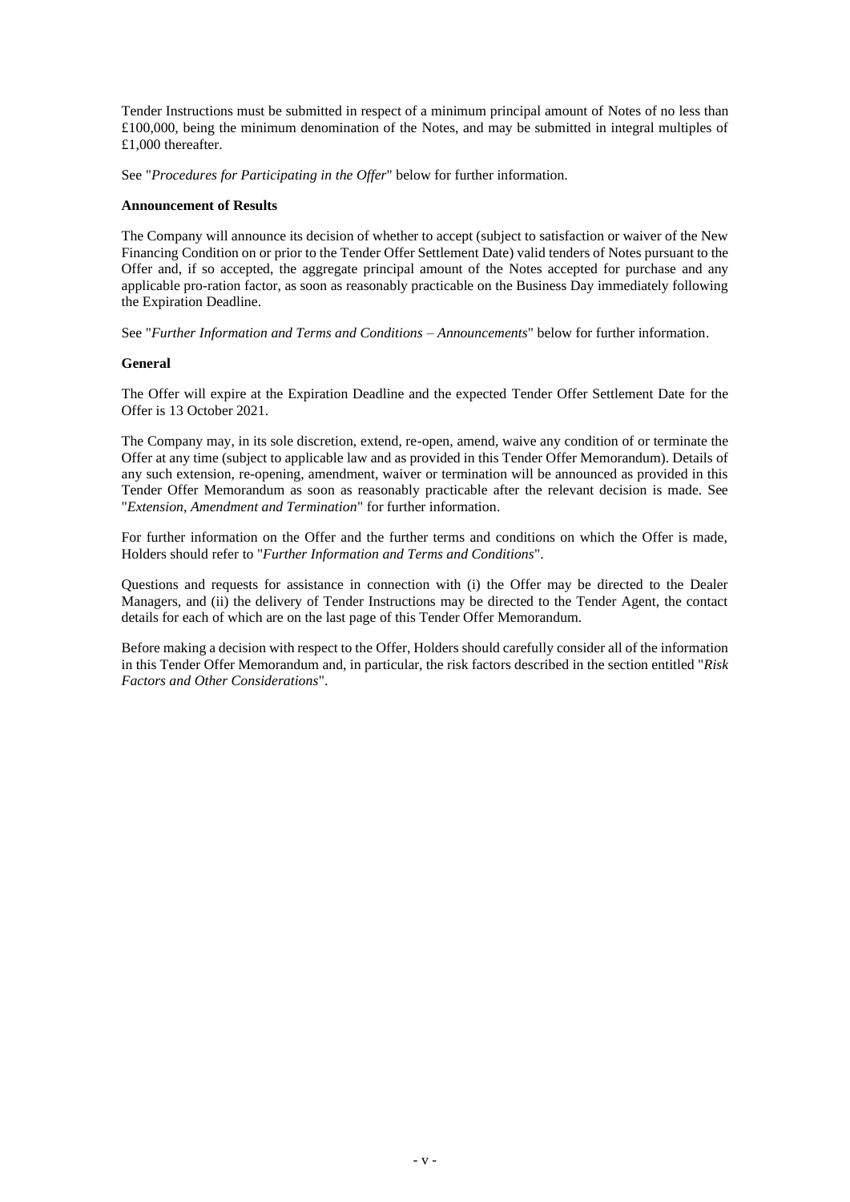Tender Instructions must be submitted in respect of a minimum principal amount of Notes of no less than £100,000, being the minimum denomination of the Notes, and may be submitted in integral multiples of £1,000 thereafter.

See "*Procedures for Participating in the Offer*" below for further information.

**Announcement of Results**

The Company will announce its decision of whether to accept (subject to satisfaction or waiver of the New Financing Condition on or prior to the Tender Offer Settlement Date) valid tenders of Notes pursuant to the Offer and, if so accepted, the aggregate principal amount of the Notes accepted for purchase and any applicable pro-ration factor, as soon as reasonably practicable on the Business Day immediately following the Expiration Deadline.

See "*Further Information and Terms and Conditions – Announcements*" below for further information.

**General**

The Offer will expire at the Expiration Deadline and the expected Tender Offer Settlement Date for the Offer is 13 October 2021.

The Company may, in its sole discretion, extend, re-open, amend, waive any condition of or terminate the Offer at any time (subject to applicable law and as provided in this Tender Offer Memorandum). Details of any such extension, re-opening, amendment, waiver or termination will be announced as provided in this Tender Offer Memorandum as soon as reasonably practicable after the relevant decision is made. See "*Extension, Amendment and Termination*" for further information.

For further information on the Offer and the further terms and conditions on which the Offer is made, Holders should refer to "*Further Information and Terms and Conditions*".

Questions and requests for assistance in connection with (i) the Offer may be directed to the Dealer Managers, and (ii) the delivery of Tender Instructions may be directed to the Tender Agent, the contact details for each of which are on the last page of this Tender Offer Memorandum.

Before making a decision with respect to the Offer, Holders should carefully consider all of the information in this Tender Offer Memorandum and, in particular, the risk factors described in the section entitled "*Risk Factors and Other Considerations*".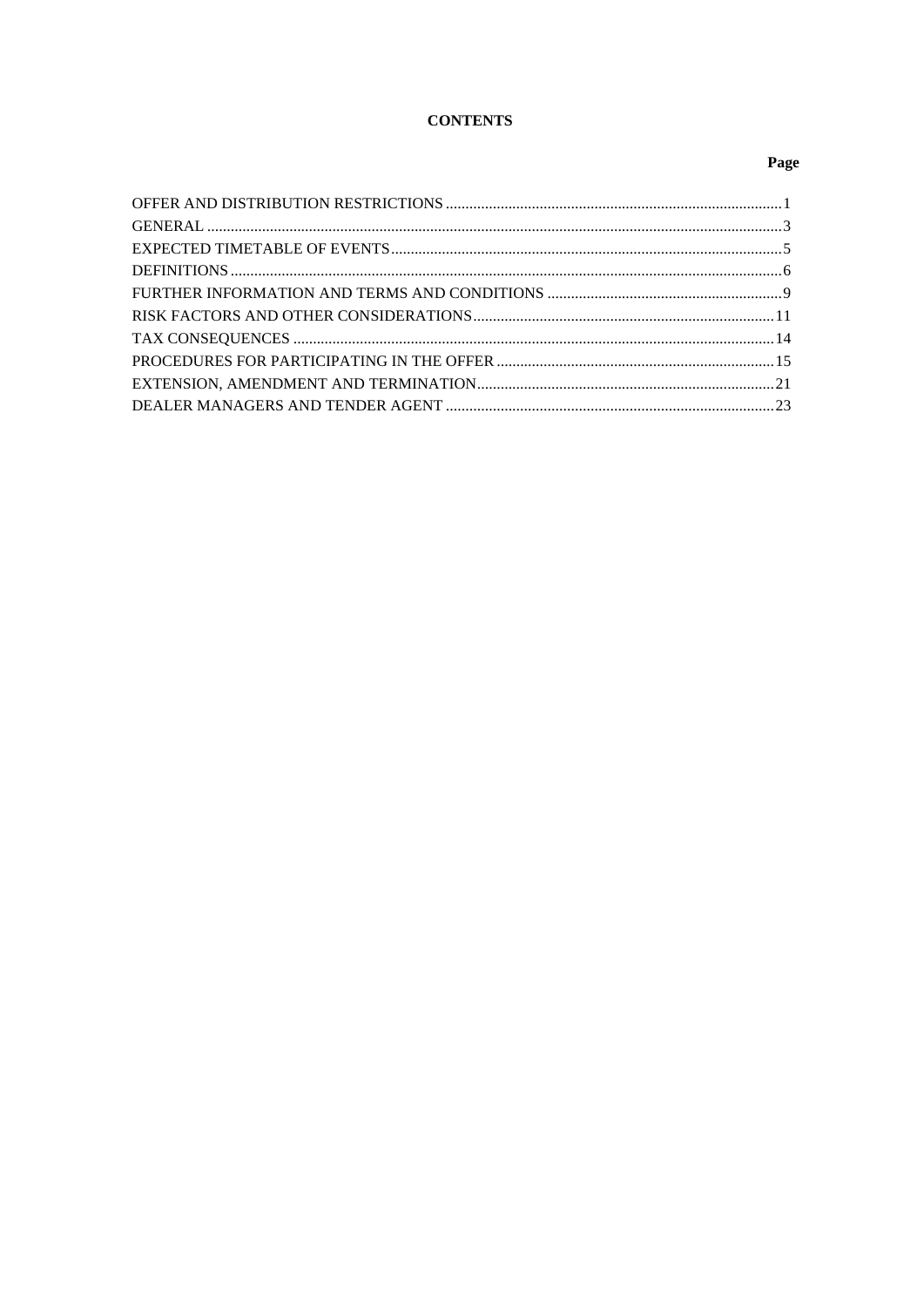# CONTENTS

| | Page |
|---|---|
| OFFER AND DISTRIBUTION RESTRICTIONS | 1 |
| GENERAL | 3 |
| EXPECTED TIMETABLE OF EVENTS | 5 |
| DEFINITIONS | 6 |
| FURTHER INFORMATION AND TERMS AND CONDITIONS | 9 |
| RISK FACTORS AND OTHER CONSIDERATIONS | 11 |
| TAX CONSEQUENCES | 14 |
| PROCEDURES FOR PARTICIPATING IN THE OFFER | 15 |
| EXTENSION, AMENDMENT AND TERMINATION | 21 |
| DEALER MANAGERS AND TENDER AGENT | 23 |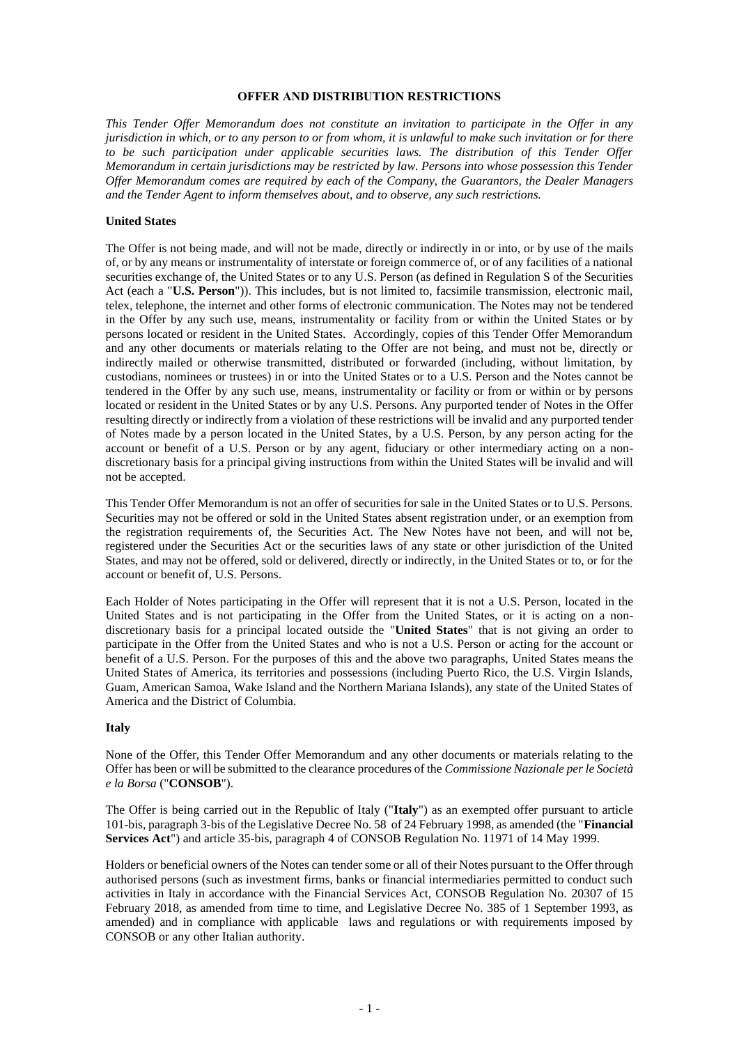# OFFER AND DISTRIBUTION RESTRICTIONS

*This Tender Offer Memorandum does not constitute an invitation to participate in the Offer in any jurisdiction in which, or to any person to or from whom, it is unlawful to make such invitation or for there to be such participation under applicable securities laws. The distribution of this Tender Offer Memorandum in certain jurisdictions may be restricted by law. Persons into whose possession this Tender Offer Memorandum comes are required by each of the Company, the Guarantors, the Dealer Managers and the Tender Agent to inform themselves about, and to observe, any such restrictions.*

**United States**

The Offer is not being made, and will not be made, directly or indirectly in or into, or by use of the mails of, or by any means or instrumentality of interstate or foreign commerce of, or of any facilities of a national securities exchange of, the United States or to any U.S. Person (as defined in Regulation S of the Securities Act (each a "**U.S. Person**")). This includes, but is not limited to, facsimile transmission, electronic mail, telex, telephone, the internet and other forms of electronic communication. The Notes may not be tendered in the Offer by any such use, means, instrumentality or facility from or within the United States or by persons located or resident in the United States. Accordingly, copies of this Tender Offer Memorandum and any other documents or materials relating to the Offer are not being, and must not be, directly or indirectly mailed or otherwise transmitted, distributed or forwarded (including, without limitation, by custodians, nominees or trustees) in or into the United States or to a U.S. Person and the Notes cannot be tendered in the Offer by any such use, means, instrumentality or facility or from or within or by persons located or resident in the United States or by any U.S. Persons. Any purported tender of Notes in the Offer resulting directly or indirectly from a violation of these restrictions will be invalid and any purported tender of Notes made by a person located in the United States, by a U.S. Person, by any person acting for the account or benefit of a U.S. Person or by any agent, fiduciary or other intermediary acting on a non-discretionary basis for a principal giving instructions from within the United States will be invalid and will not be accepted.

This Tender Offer Memorandum is not an offer of securities for sale in the United States or to U.S. Persons. Securities may not be offered or sold in the United States absent registration under, or an exemption from the registration requirements of, the Securities Act. The New Notes have not been, and will not be, registered under the Securities Act or the securities laws of any state or other jurisdiction of the United States, and may not be offered, sold or delivered, directly or indirectly, in the United States or to, or for the account or benefit of, U.S. Persons.

Each Holder of Notes participating in the Offer will represent that it is not a U.S. Person, located in the United States and is not participating in the Offer from the United States, or it is acting on a non-discretionary basis for a principal located outside the "**United States**" that is not giving an order to participate in the Offer from the United States and who is not a U.S. Person or acting for the account or benefit of a U.S. Person. For the purposes of this and the above two paragraphs, United States means the United States of America, its territories and possessions (including Puerto Rico, the U.S. Virgin Islands, Guam, American Samoa, Wake Island and the Northern Mariana Islands), any state of the United States of America and the District of Columbia.

**Italy**

None of the Offer, this Tender Offer Memorandum and any other documents or materials relating to the Offer has been or will be submitted to the clearance procedures of the *Commissione Nazionale per le Società e la Borsa* ("**CONSOB**").

The Offer is being carried out in the Republic of Italy ("**Italy**") as an exempted offer pursuant to article 101-bis, paragraph 3-bis of the Legislative Decree No. 58 of 24 February 1998, as amended (the "**Financial Services Act**") and article 35-bis, paragraph 4 of CONSOB Regulation No. 11971 of 14 May 1999.

Holders or beneficial owners of the Notes can tender some or all of their Notes pursuant to the Offer through authorised persons (such as investment firms, banks or financial intermediaries permitted to conduct such activities in Italy in accordance with the Financial Services Act, CONSOB Regulation No. 20307 of 15 February 2018, as amended from time to time, and Legislative Decree No. 385 of 1 September 1993, as amended) and in compliance with applicable laws and regulations or with requirements imposed by CONSOB or any other Italian authority.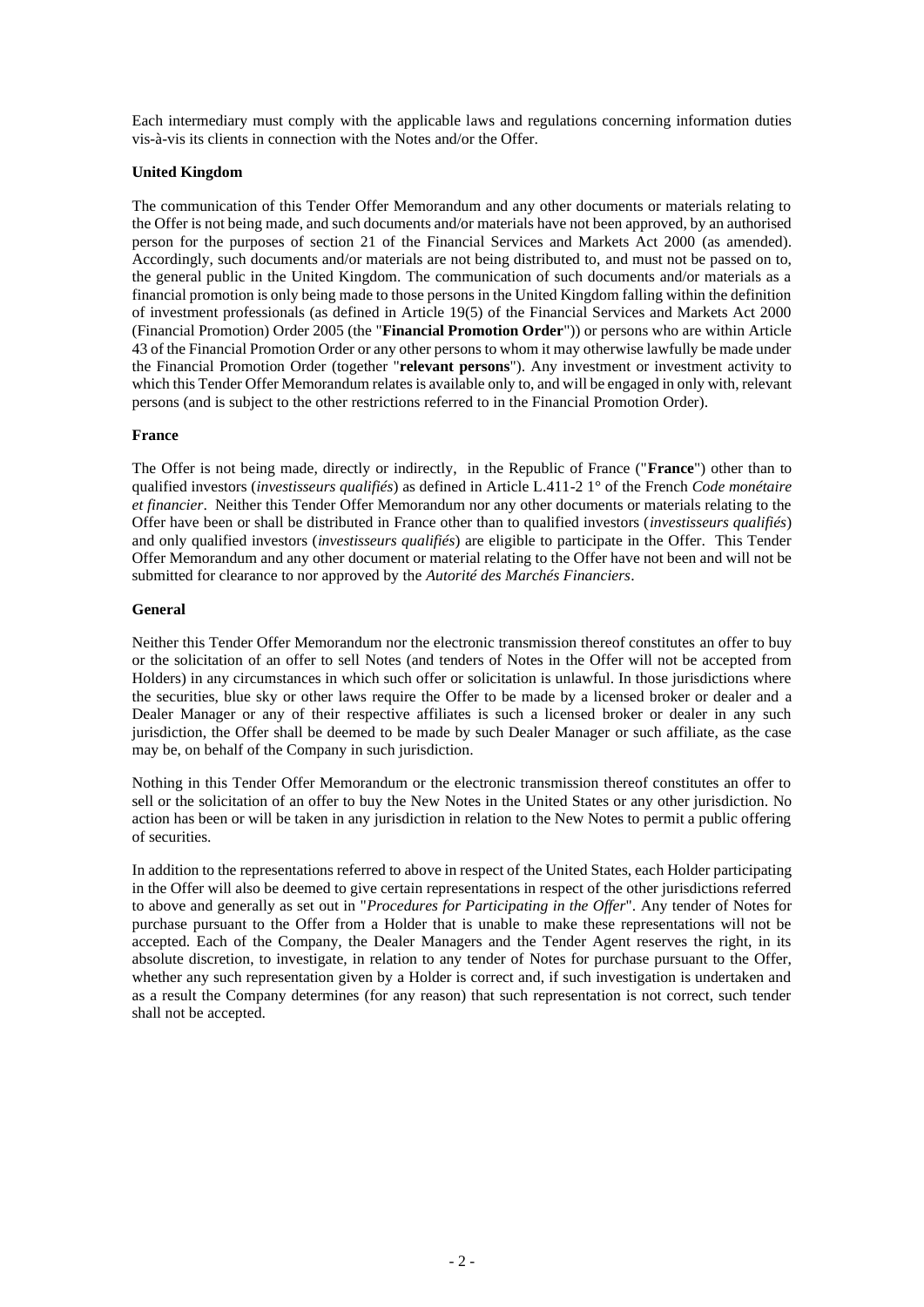Each intermediary must comply with the applicable laws and regulations concerning information duties vis-à-vis its clients in connection with the Notes and/or the Offer.

**United Kingdom**

The communication of this Tender Offer Memorandum and any other documents or materials relating to the Offer is not being made, and such documents and/or materials have not been approved, by an authorised person for the purposes of section 21 of the Financial Services and Markets Act 2000 (as amended). Accordingly, such documents and/or materials are not being distributed to, and must not be passed on to, the general public in the United Kingdom. The communication of such documents and/or materials as a financial promotion is only being made to those persons in the United Kingdom falling within the definition of investment professionals (as defined in Article 19(5) of the Financial Services and Markets Act 2000 (Financial Promotion) Order 2005 (the "**Financial Promotion Order**")) or persons who are within Article 43 of the Financial Promotion Order or any other persons to whom it may otherwise lawfully be made under the Financial Promotion Order (together "**relevant persons**"). Any investment or investment activity to which this Tender Offer Memorandum relates is available only to, and will be engaged in only with, relevant persons (and is subject to the other restrictions referred to in the Financial Promotion Order).

**France**

The Offer is not being made, directly or indirectly, in the Republic of France ("**France**") other than to qualified investors (*investisseurs qualifiés*) as defined in Article L.411-2 1° of the French *Code monétaire et financier*. Neither this Tender Offer Memorandum nor any other documents or materials relating to the Offer have been or shall be distributed in France other than to qualified investors (*investisseurs qualifiés*) and only qualified investors (*investisseurs qualifiés*) are eligible to participate in the Offer. This Tender Offer Memorandum and any other document or material relating to the Offer have not been and will not be submitted for clearance to nor approved by the *Autorité des Marchés Financiers*.

**General**

Neither this Tender Offer Memorandum nor the electronic transmission thereof constitutes an offer to buy or the solicitation of an offer to sell Notes (and tenders of Notes in the Offer will not be accepted from Holders) in any circumstances in which such offer or solicitation is unlawful. In those jurisdictions where the securities, blue sky or other laws require the Offer to be made by a licensed broker or dealer and a Dealer Manager or any of their respective affiliates is such a licensed broker or dealer in any such jurisdiction, the Offer shall be deemed to be made by such Dealer Manager or such affiliate, as the case may be, on behalf of the Company in such jurisdiction.

Nothing in this Tender Offer Memorandum or the electronic transmission thereof constitutes an offer to sell or the solicitation of an offer to buy the New Notes in the United States or any other jurisdiction. No action has been or will be taken in any jurisdiction in relation to the New Notes to permit a public offering of securities.

In addition to the representations referred to above in respect of the United States, each Holder participating in the Offer will also be deemed to give certain representations in respect of the other jurisdictions referred to above and generally as set out in "*Procedures for Participating in the Offer*". Any tender of Notes for purchase pursuant to the Offer from a Holder that is unable to make these representations will not be accepted. Each of the Company, the Dealer Managers and the Tender Agent reserves the right, in its absolute discretion, to investigate, in relation to any tender of Notes for purchase pursuant to the Offer, whether any such representation given by a Holder is correct and, if such investigation is undertaken and as a result the Company determines (for any reason) that such representation is not correct, such tender shall not be accepted.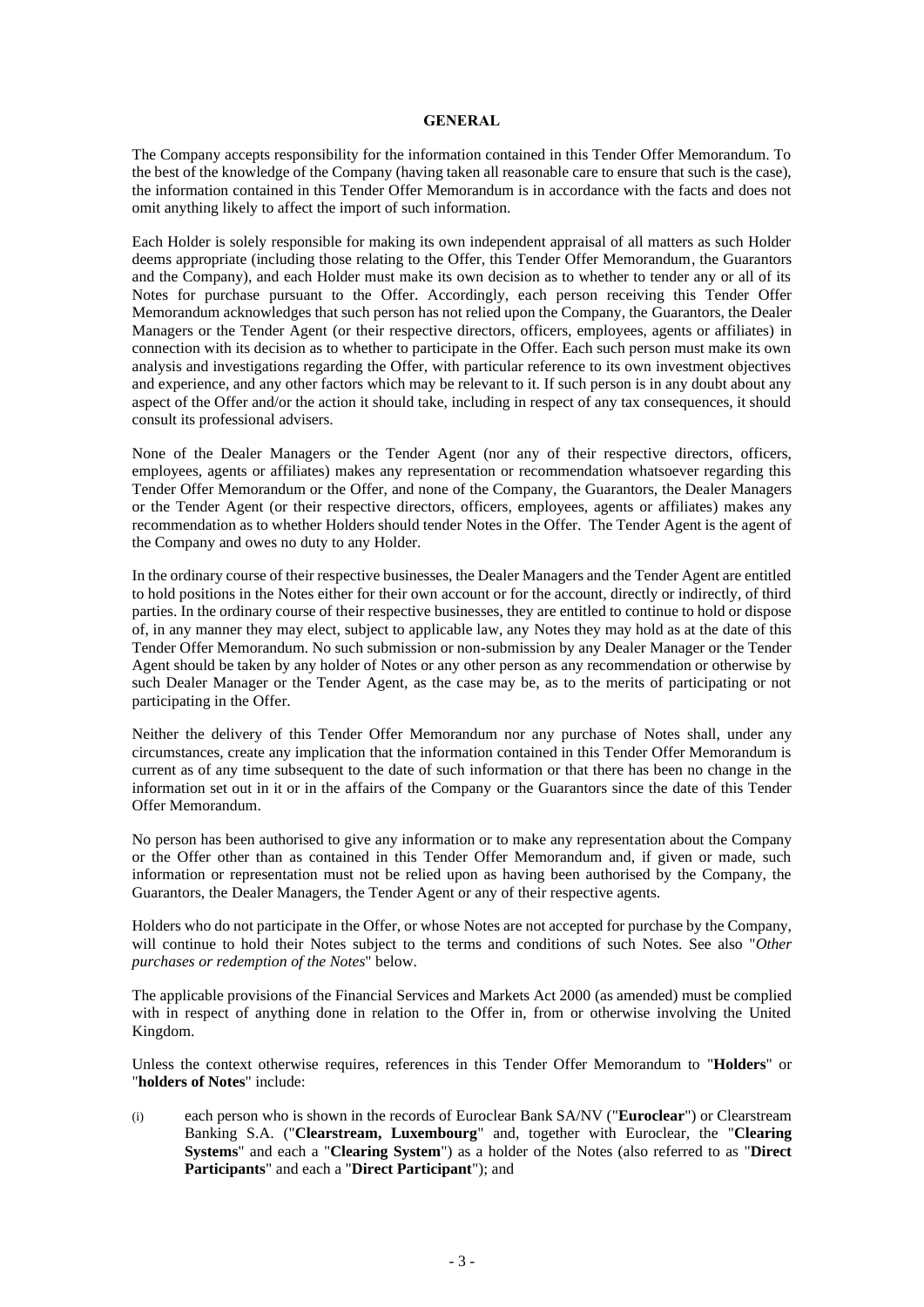## GENERAL

The Company accepts responsibility for the information contained in this Tender Offer Memorandum. To the best of the knowledge of the Company (having taken all reasonable care to ensure that such is the case), the information contained in this Tender Offer Memorandum is in accordance with the facts and does not omit anything likely to affect the import of such information.

Each Holder is solely responsible for making its own independent appraisal of all matters as such Holder deems appropriate (including those relating to the Offer, this Tender Offer Memorandum, the Guarantors and the Company), and each Holder must make its own decision as to whether to tender any or all of its Notes for purchase pursuant to the Offer. Accordingly, each person receiving this Tender Offer Memorandum acknowledges that such person has not relied upon the Company, the Guarantors, the Dealer Managers or the Tender Agent (or their respective directors, officers, employees, agents or affiliates) in connection with its decision as to whether to participate in the Offer. Each such person must make its own analysis and investigations regarding the Offer, with particular reference to its own investment objectives and experience, and any other factors which may be relevant to it. If such person is in any doubt about any aspect of the Offer and/or the action it should take, including in respect of any tax consequences, it should consult its professional advisers.

None of the Dealer Managers or the Tender Agent (nor any of their respective directors, officers, employees, agents or affiliates) makes any representation or recommendation whatsoever regarding this Tender Offer Memorandum or the Offer, and none of the Company, the Guarantors, the Dealer Managers or the Tender Agent (or their respective directors, officers, employees, agents or affiliates) makes any recommendation as to whether Holders should tender Notes in the Offer. The Tender Agent is the agent of the Company and owes no duty to any Holder.

In the ordinary course of their respective businesses, the Dealer Managers and the Tender Agent are entitled to hold positions in the Notes either for their own account or for the account, directly or indirectly, of third parties. In the ordinary course of their respective businesses, they are entitled to continue to hold or dispose of, in any manner they may elect, subject to applicable law, any Notes they may hold as at the date of this Tender Offer Memorandum. No such submission or non-submission by any Dealer Manager or the Tender Agent should be taken by any holder of Notes or any other person as any recommendation or otherwise by such Dealer Manager or the Tender Agent, as the case may be, as to the merits of participating or not participating in the Offer.

Neither the delivery of this Tender Offer Memorandum nor any purchase of Notes shall, under any circumstances, create any implication that the information contained in this Tender Offer Memorandum is current as of any time subsequent to the date of such information or that there has been no change in the information set out in it or in the affairs of the Company or the Guarantors since the date of this Tender Offer Memorandum.

No person has been authorised to give any information or to make any representation about the Company or the Offer other than as contained in this Tender Offer Memorandum and, if given or made, such information or representation must not be relied upon as having been authorised by the Company, the Guarantors, the Dealer Managers, the Tender Agent or any of their respective agents.

Holders who do not participate in the Offer, or whose Notes are not accepted for purchase by the Company, will continue to hold their Notes subject to the terms and conditions of such Notes. See also "*Other purchases or redemption of the Notes*" below.

The applicable provisions of the Financial Services and Markets Act 2000 (as amended) must be complied with in respect of anything done in relation to the Offer in, from or otherwise involving the United Kingdom.

Unless the context otherwise requires, references in this Tender Offer Memorandum to "**Holders**" or "**holders of Notes**" include:

(i) each person who is shown in the records of Euroclear Bank SA/NV ("**Euroclear**") or Clearstream Banking S.A. ("**Clearstream, Luxembourg**" and, together with Euroclear, the "**Clearing Systems**" and each a "**Clearing System**") as a holder of the Notes (also referred to as "**Direct Participants**" and each a "**Direct Participant**"); and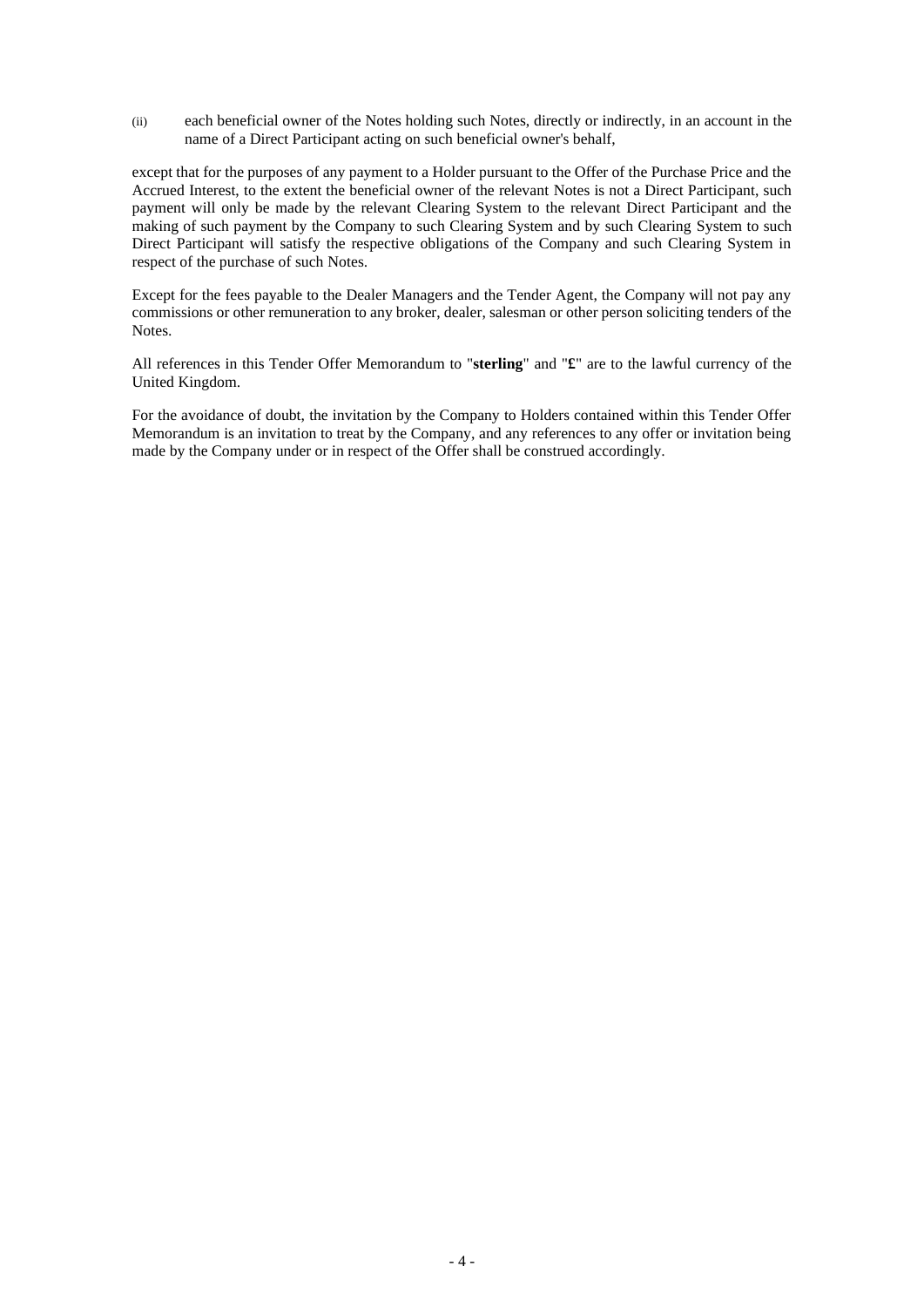(ii) each beneficial owner of the Notes holding such Notes, directly or indirectly, in an account in the name of a Direct Participant acting on such beneficial owner's behalf,

except that for the purposes of any payment to a Holder pursuant to the Offer of the Purchase Price and the Accrued Interest, to the extent the beneficial owner of the relevant Notes is not a Direct Participant, such payment will only be made by the relevant Clearing System to the relevant Direct Participant and the making of such payment by the Company to such Clearing System and by such Clearing System to such Direct Participant will satisfy the respective obligations of the Company and such Clearing System in respect of the purchase of such Notes.

Except for the fees payable to the Dealer Managers and the Tender Agent, the Company will not pay any commissions or other remuneration to any broker, dealer, salesman or other person soliciting tenders of the Notes.

All references in this Tender Offer Memorandum to "**sterling**" and "**£**" are to the lawful currency of the United Kingdom.

For the avoidance of doubt, the invitation by the Company to Holders contained within this Tender Offer Memorandum is an invitation to treat by the Company, and any references to any offer or invitation being made by the Company under or in respect of the Offer shall be construed accordingly.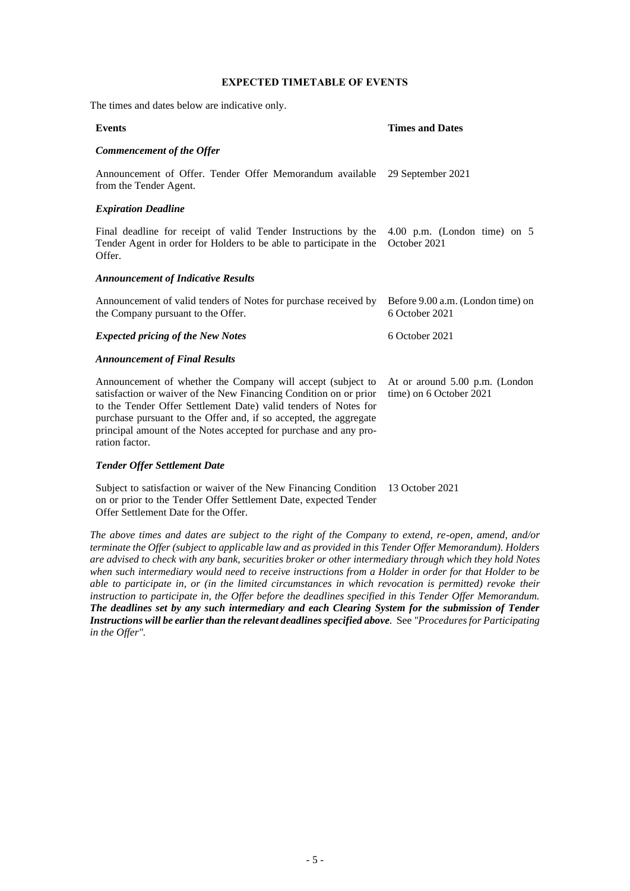## EXPECTED TIMETABLE OF EVENTS

The times and dates below are indicative only.

| Events | Times and Dates |
|---|---|
| ***Commencement of the Offer*** | |
| Announcement of Offer. Tender Offer Memorandum available from the Tender Agent. | 29 September 2021 |
| ***Expiration Deadline*** | |
| Final deadline for receipt of valid Tender Instructions by the Tender Agent in order for Holders to be able to participate in the Offer. | 4.00 p.m. (London time) on 5 October 2021 |
| ***Announcement of Indicative Results*** | |
| Announcement of valid tenders of Notes for purchase received by the Company pursuant to the Offer. | Before 9.00 a.m. (London time) on 6 October 2021 |
| ***Expected pricing of the New Notes*** | 6 October 2021 |
| ***Announcement of Final Results*** | |
| Announcement of whether the Company will accept (subject to satisfaction or waiver of the New Financing Condition on or prior to the Tender Offer Settlement Date) valid tenders of Notes for purchase pursuant to the Offer and, if so accepted, the aggregate principal amount of the Notes accepted for purchase and any pro-ration factor. | At or around 5.00 p.m. (London time) on 6 October 2021 |
| ***Tender Offer Settlement Date*** | |
| Subject to satisfaction or waiver of the New Financing Condition on or prior to the Tender Offer Settlement Date, expected Tender Offer Settlement Date for the Offer. | 13 October 2021 |

*The above times and dates are subject to the right of the Company to extend, re-open, amend, and/or terminate the Offer (subject to applicable law and as provided in this Tender Offer Memorandum). Holders are advised to check with any bank, securities broker or other intermediary through which they hold Notes when such intermediary would need to receive instructions from a Holder in order for that Holder to be able to participate in, or (in the limited circumstances in which revocation is permitted) revoke their instruction to participate in, the Offer before the deadlines specified in this Tender Offer Memorandum.* ***The deadlines set by any such intermediary and each Clearing System for the submission of Tender Instructions will be earlier than the relevant deadlines specified above***. See *"Procedures for Participating in the Offer"*.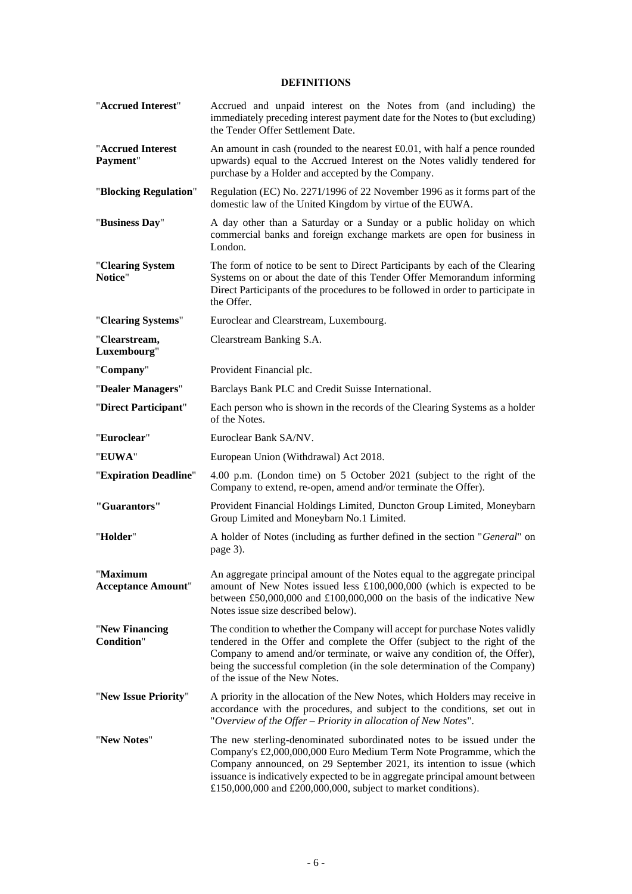## DEFINITIONS

| | |
|---|---|
| "**Accrued Interest**" | Accrued and unpaid interest on the Notes from (and including) the immediately preceding interest payment date for the Notes to (but excluding) the Tender Offer Settlement Date. |
| "**Accrued Interest Payment**" | An amount in cash (rounded to the nearest £0.01, with half a pence rounded upwards) equal to the Accrued Interest on the Notes validly tendered for purchase by a Holder and accepted by the Company. |
| "**Blocking Regulation**" | Regulation (EC) No. 2271/1996 of 22 November 1996 as it forms part of the domestic law of the United Kingdom by virtue of the EUWA. |
| "**Business Day**" | A day other than a Saturday or a Sunday or a public holiday on which commercial banks and foreign exchange markets are open for business in London. |
| "**Clearing System Notice**" | The form of notice to be sent to Direct Participants by each of the Clearing Systems on or about the date of this Tender Offer Memorandum informing Direct Participants of the procedures to be followed in order to participate in the Offer. |
| "**Clearing Systems**" | Euroclear and Clearstream, Luxembourg. |
| "**Clearstream, Luxembourg**" | Clearstream Banking S.A. |
| "**Company**" | Provident Financial plc. |
| "**Dealer Managers**" | Barclays Bank PLC and Credit Suisse International. |
| "**Direct Participant**" | Each person who is shown in the records of the Clearing Systems as a holder of the Notes. |
| "**Euroclear**" | Euroclear Bank SA/NV. |
| "**EUWA**" | European Union (Withdrawal) Act 2018. |
| "**Expiration Deadline**" | 4.00 p.m. (London time) on 5 October 2021 (subject to the right of the Company to extend, re-open, amend and/or terminate the Offer). |
| "**Guarantors**" | Provident Financial Holdings Limited, Duncton Group Limited, Moneybarn Group Limited and Moneybarn No.1 Limited. |
| "**Holder**" | A holder of Notes (including as further defined in the section "*General*" on page 3). |
| "**Maximum Acceptance Amount**" | An aggregate principal amount of the Notes equal to the aggregate principal amount of New Notes issued less £100,000,000 (which is expected to be between £50,000,000 and £100,000,000 on the basis of the indicative New Notes issue size described below). |
| "**New Financing Condition**" | The condition to whether the Company will accept for purchase Notes validly tendered in the Offer and complete the Offer (subject to the right of the Company to amend and/or terminate, or waive any condition of, the Offer), being the successful completion (in the sole determination of the Company) of the issue of the New Notes. |
| "**New Issue Priority**" | A priority in the allocation of the New Notes, which Holders may receive in accordance with the procedures, and subject to the conditions, set out in "*Overview of the Offer – Priority in allocation of New Notes*". |
| "**New Notes**" | The new sterling-denominated subordinated notes to be issued under the Company's £2,000,000,000 Euro Medium Term Note Programme, which the Company announced, on 29 September 2021, its intention to issue (which issuance is indicatively expected to be in aggregate principal amount between £150,000,000 and £200,000,000, subject to market conditions). |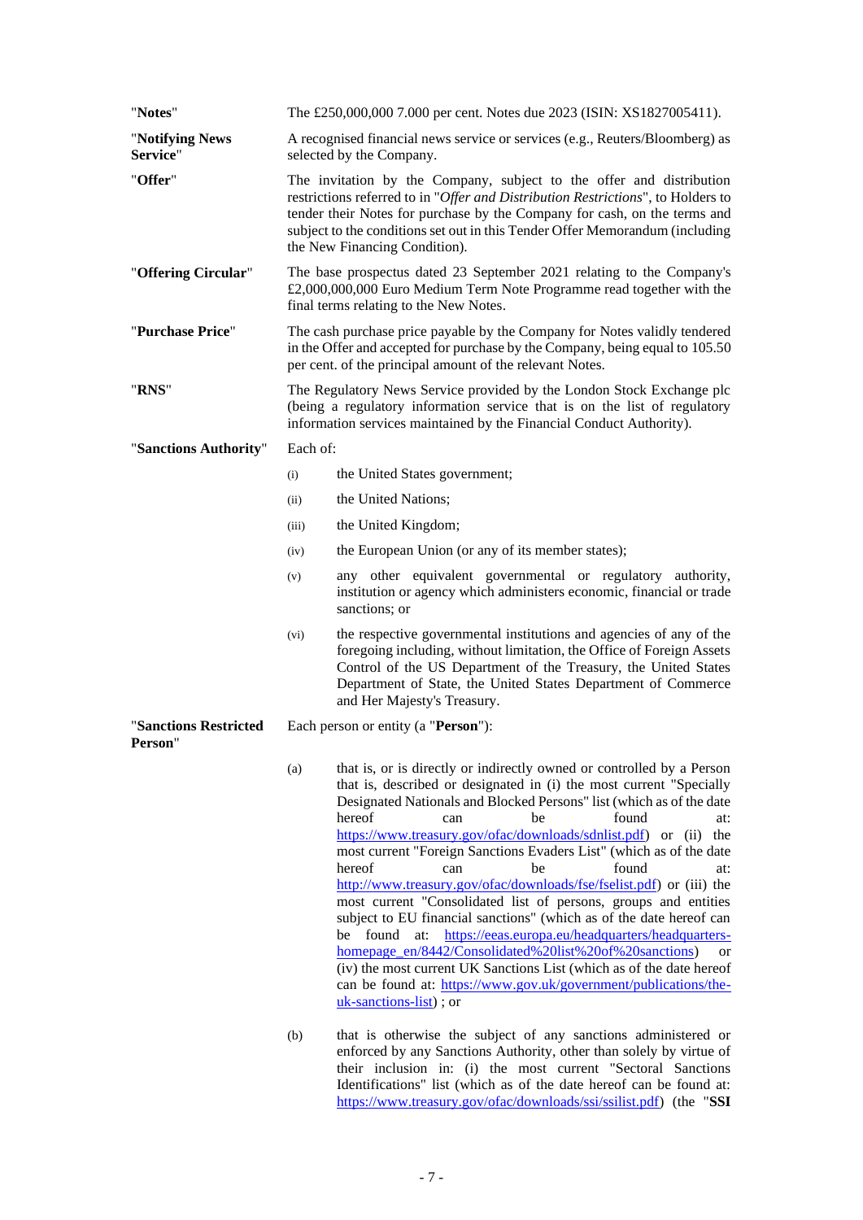| | |
|---|---|
| "**Notes**" | The £250,000,000 7.000 per cent. Notes due 2023 (ISIN: XS1827005411). |
| "**Notifying News Service**" | A recognised financial news service or services (e.g., Reuters/Bloomberg) as selected by the Company. |
| "**Offer**" | The invitation by the Company, subject to the offer and distribution restrictions referred to in "*Offer and Distribution Restrictions*", to Holders to tender their Notes for purchase by the Company for cash, on the terms and subject to the conditions set out in this Tender Offer Memorandum (including the New Financing Condition). |
| "**Offering Circular**" | The base prospectus dated 23 September 2021 relating to the Company's £2,000,000,000 Euro Medium Term Note Programme read together with the final terms relating to the New Notes. |
| "**Purchase Price**" | The cash purchase price payable by the Company for Notes validly tendered in the Offer and accepted for purchase by the Company, being equal to 105.50 per cent. of the principal amount of the relevant Notes. |
| "**RNS**" | The Regulatory News Service provided by the London Stock Exchange plc (being a regulatory information service that is on the list of regulatory information services maintained by the Financial Conduct Authority). |

"**Sanctions Authority**" Each of:

(i) the United States government;

(ii) the United Nations;

(iii) the United Kingdom;

(iv) the European Union (or any of its member states);

(v) any other equivalent governmental or regulatory authority, institution or agency which administers economic, financial or trade sanctions; or

(vi) the respective governmental institutions and agencies of any of the foregoing including, without limitation, the Office of Foreign Assets Control of the US Department of the Treasury, the United States Department of State, the United States Department of Commerce and Her Majesty's Treasury.

"**Sanctions Restricted Person**" Each person or entity (a "**Person**"):

(a) that is, or is directly or indirectly owned or controlled by a Person that is, described or designated in (i) the most current "Specially Designated Nationals and Blocked Persons" list (which as of the date hereof can be found at: https://www.treasury.gov/ofac/downloads/sdnlist.pdf) or (ii) the most current "Foreign Sanctions Evaders List" (which as of the date hereof can be found at: http://www.treasury.gov/ofac/downloads/fse/fselist.pdf) or (iii) the most current "Consolidated list of persons, groups and entities subject to EU financial sanctions" (which as of the date hereof can be found at: https://eeas.europa.eu/headquarters/headquarters-homepage_en/8442/Consolidated%20list%20of%20sanctions) or (iv) the most current UK Sanctions List (which as of the date hereof can be found at: https://www.gov.uk/government/publications/the-uk-sanctions-list) ; or

(b) that is otherwise the subject of any sanctions administered or enforced by any Sanctions Authority, other than solely by virtue of their inclusion in: (i) the most current "Sectoral Sanctions Identifications" list (which as of the date hereof can be found at: https://www.treasury.gov/ofac/downloads/ssi/ssilist.pdf) (the "**SSI**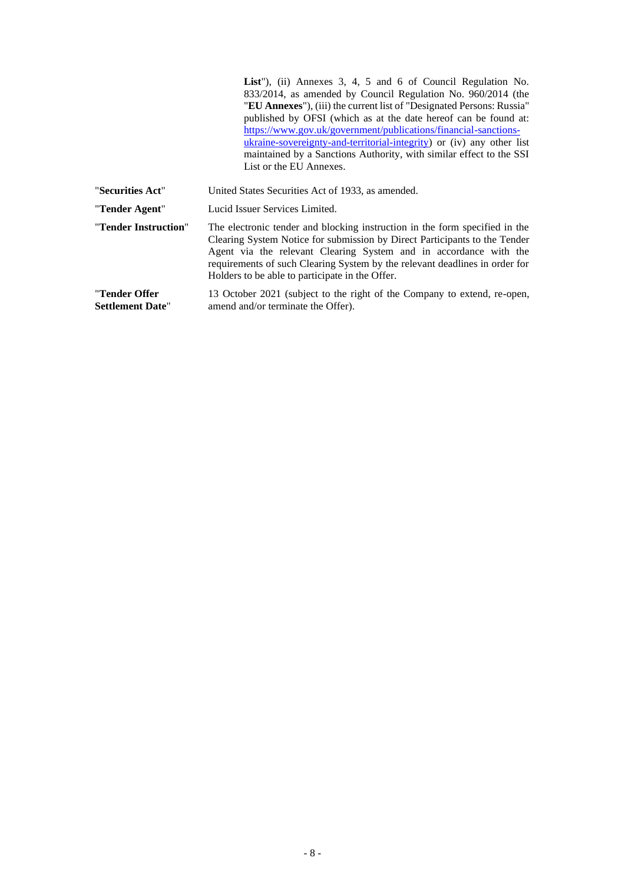| | |
|---|---|
| | **List**"), (ii) Annexes 3, 4, 5 and 6 of Council Regulation No. 833/2014, as amended by Council Regulation No. 960/2014 (the "**EU Annexes**"), (iii) the current list of "Designated Persons: Russia" published by OFSI (which as at the date hereof can be found at: https://www.gov.uk/government/publications/financial-sanctions-ukraine-sovereignty-and-territorial-integrity) or (iv) any other list maintained by a Sanctions Authority, with similar effect to the SSI List or the EU Annexes. |
| "**Securities Act**" | United States Securities Act of 1933, as amended. |
| "**Tender Agent**" | Lucid Issuer Services Limited. |
| "**Tender Instruction**" | The electronic tender and blocking instruction in the form specified in the Clearing System Notice for submission by Direct Participants to the Tender Agent via the relevant Clearing System and in accordance with the requirements of such Clearing System by the relevant deadlines in order for Holders to be able to participate in the Offer. |
| "**Tender Offer Settlement Date**" | 13 October 2021 (subject to the right of the Company to extend, re-open, amend and/or terminate the Offer). |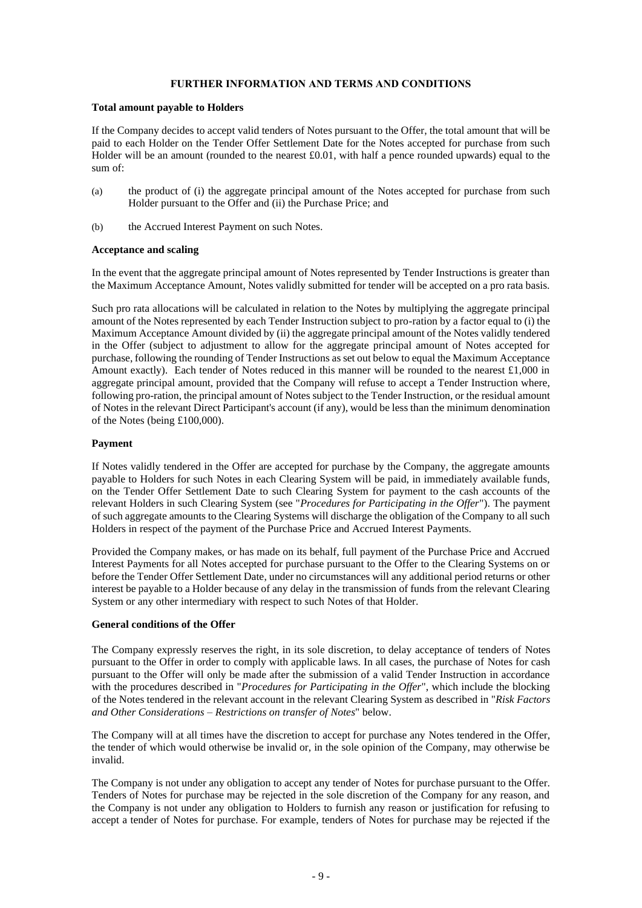## FURTHER INFORMATION AND TERMS AND CONDITIONS

### Total amount payable to Holders

If the Company decides to accept valid tenders of Notes pursuant to the Offer, the total amount that will be paid to each Holder on the Tender Offer Settlement Date for the Notes accepted for purchase from such Holder will be an amount (rounded to the nearest £0.01, with half a pence rounded upwards) equal to the sum of:

(a) the product of (i) the aggregate principal amount of the Notes accepted for purchase from such Holder pursuant to the Offer and (ii) the Purchase Price; and

(b) the Accrued Interest Payment on such Notes.

### Acceptance and scaling

In the event that the aggregate principal amount of Notes represented by Tender Instructions is greater than the Maximum Acceptance Amount, Notes validly submitted for tender will be accepted on a pro rata basis.

Such pro rata allocations will be calculated in relation to the Notes by multiplying the aggregate principal amount of the Notes represented by each Tender Instruction subject to pro-ration by a factor equal to (i) the Maximum Acceptance Amount divided by (ii) the aggregate principal amount of the Notes validly tendered in the Offer (subject to adjustment to allow for the aggregate principal amount of Notes accepted for purchase, following the rounding of Tender Instructions as set out below to equal the Maximum Acceptance Amount exactly). Each tender of Notes reduced in this manner will be rounded to the nearest £1,000 in aggregate principal amount, provided that the Company will refuse to accept a Tender Instruction where, following pro-ration, the principal amount of Notes subject to the Tender Instruction, or the residual amount of Notes in the relevant Direct Participant's account (if any), would be less than the minimum denomination of the Notes (being £100,000).

### Payment

If Notes validly tendered in the Offer are accepted for purchase by the Company, the aggregate amounts payable to Holders for such Notes in each Clearing System will be paid, in immediately available funds, on the Tender Offer Settlement Date to such Clearing System for payment to the cash accounts of the relevant Holders in such Clearing System (see "*Procedures for Participating in the Offer*"). The payment of such aggregate amounts to the Clearing Systems will discharge the obligation of the Company to all such Holders in respect of the payment of the Purchase Price and Accrued Interest Payments.

Provided the Company makes, or has made on its behalf, full payment of the Purchase Price and Accrued Interest Payments for all Notes accepted for purchase pursuant to the Offer to the Clearing Systems on or before the Tender Offer Settlement Date, under no circumstances will any additional period returns or other interest be payable to a Holder because of any delay in the transmission of funds from the relevant Clearing System or any other intermediary with respect to such Notes of that Holder.

### General conditions of the Offer

The Company expressly reserves the right, in its sole discretion, to delay acceptance of tenders of Notes pursuant to the Offer in order to comply with applicable laws. In all cases, the purchase of Notes for cash pursuant to the Offer will only be made after the submission of a valid Tender Instruction in accordance with the procedures described in "*Procedures for Participating in the Offer*", which include the blocking of the Notes tendered in the relevant account in the relevant Clearing System as described in "*Risk Factors and Other Considerations – Restrictions on transfer of Notes*" below.

The Company will at all times have the discretion to accept for purchase any Notes tendered in the Offer, the tender of which would otherwise be invalid or, in the sole opinion of the Company, may otherwise be invalid.

The Company is not under any obligation to accept any tender of Notes for purchase pursuant to the Offer. Tenders of Notes for purchase may be rejected in the sole discretion of the Company for any reason, and the Company is not under any obligation to Holders to furnish any reason or justification for refusing to accept a tender of Notes for purchase. For example, tenders of Notes for purchase may be rejected if the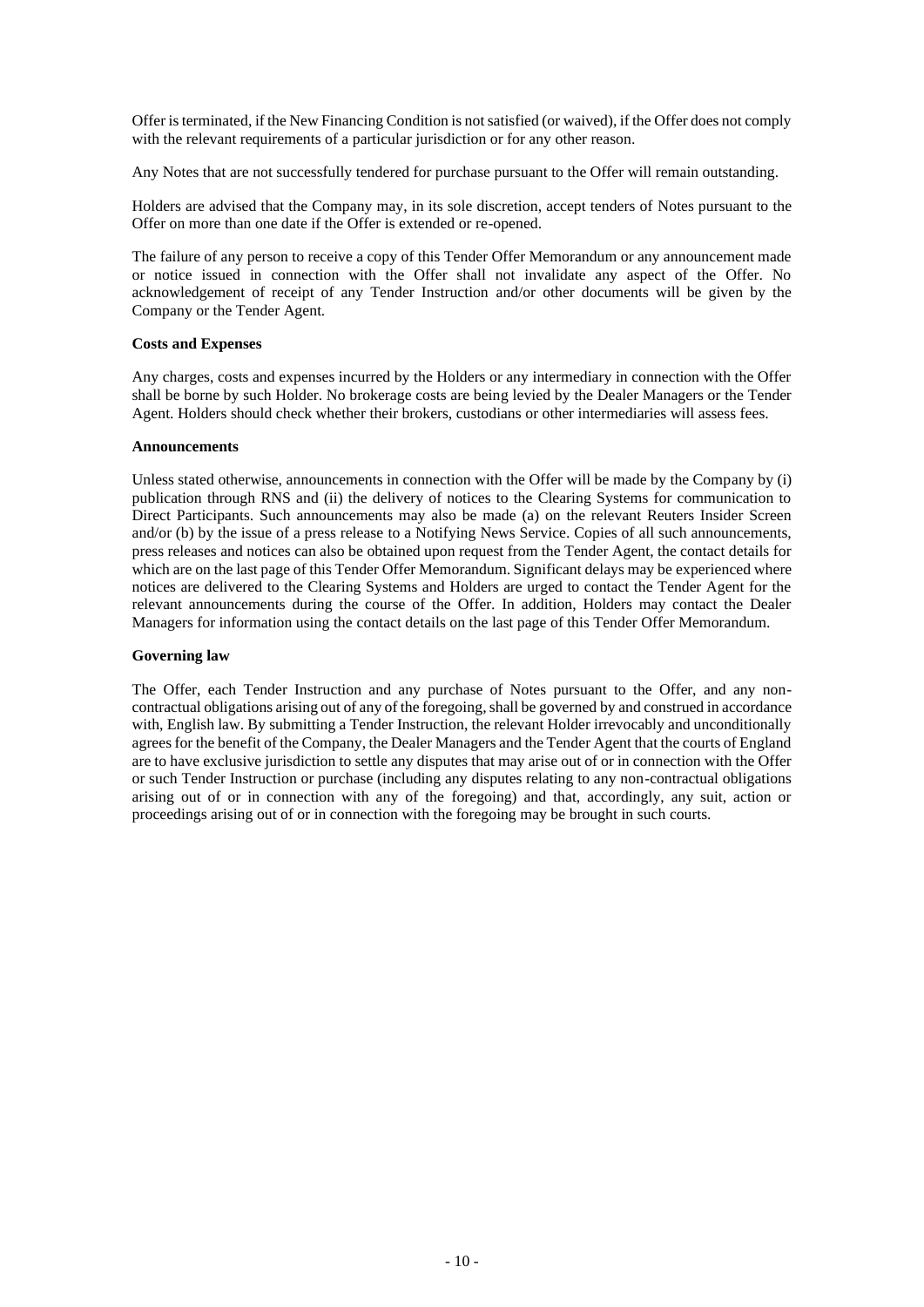Offer is terminated, if the New Financing Condition is not satisfied (or waived), if the Offer does not comply with the relevant requirements of a particular jurisdiction or for any other reason.

Any Notes that are not successfully tendered for purchase pursuant to the Offer will remain outstanding.

Holders are advised that the Company may, in its sole discretion, accept tenders of Notes pursuant to the Offer on more than one date if the Offer is extended or re-opened.

The failure of any person to receive a copy of this Tender Offer Memorandum or any announcement made or notice issued in connection with the Offer shall not invalidate any aspect of the Offer. No acknowledgement of receipt of any Tender Instruction and/or other documents will be given by the Company or the Tender Agent.

**Costs and Expenses**

Any charges, costs and expenses incurred by the Holders or any intermediary in connection with the Offer shall be borne by such Holder. No brokerage costs are being levied by the Dealer Managers or the Tender Agent. Holders should check whether their brokers, custodians or other intermediaries will assess fees.

**Announcements**

Unless stated otherwise, announcements in connection with the Offer will be made by the Company by (i) publication through RNS and (ii) the delivery of notices to the Clearing Systems for communication to Direct Participants. Such announcements may also be made (a) on the relevant Reuters Insider Screen and/or (b) by the issue of a press release to a Notifying News Service. Copies of all such announcements, press releases and notices can also be obtained upon request from the Tender Agent, the contact details for which are on the last page of this Tender Offer Memorandum. Significant delays may be experienced where notices are delivered to the Clearing Systems and Holders are urged to contact the Tender Agent for the relevant announcements during the course of the Offer. In addition, Holders may contact the Dealer Managers for information using the contact details on the last page of this Tender Offer Memorandum.

**Governing law**

The Offer, each Tender Instruction and any purchase of Notes pursuant to the Offer, and any non-contractual obligations arising out of any of the foregoing, shall be governed by and construed in accordance with, English law. By submitting a Tender Instruction, the relevant Holder irrevocably and unconditionally agrees for the benefit of the Company, the Dealer Managers and the Tender Agent that the courts of England are to have exclusive jurisdiction to settle any disputes that may arise out of or in connection with the Offer or such Tender Instruction or purchase (including any disputes relating to any non-contractual obligations arising out of or in connection with any of the foregoing) and that, accordingly, any suit, action or proceedings arising out of or in connection with the foregoing may be brought in such courts.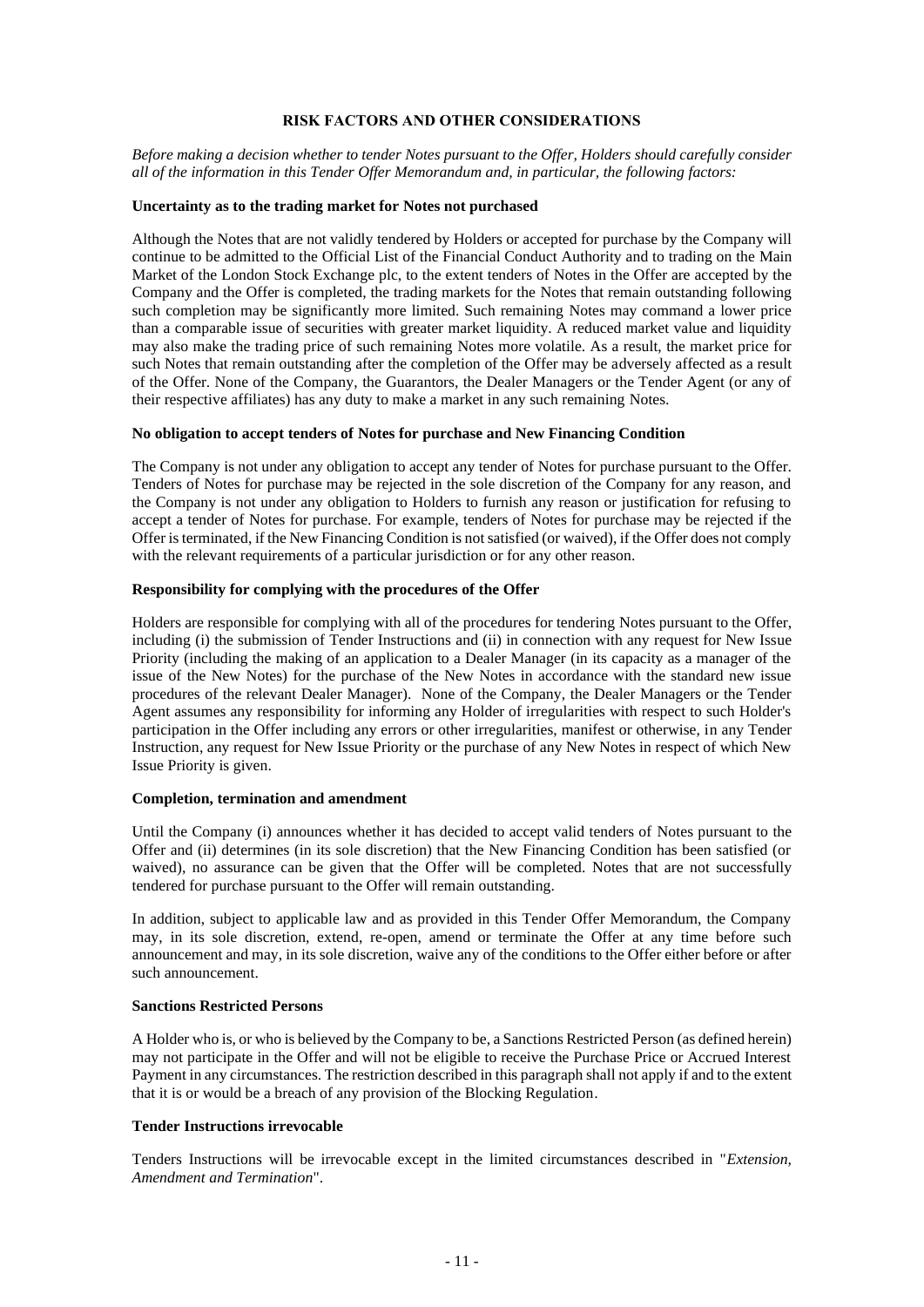## RISK FACTORS AND OTHER CONSIDERATIONS

*Before making a decision whether to tender Notes pursuant to the Offer, Holders should carefully consider all of the information in this Tender Offer Memorandum and, in particular, the following factors:*

### Uncertainty as to the trading market for Notes not purchased

Although the Notes that are not validly tendered by Holders or accepted for purchase by the Company will continue to be admitted to the Official List of the Financial Conduct Authority and to trading on the Main Market of the London Stock Exchange plc, to the extent tenders of Notes in the Offer are accepted by the Company and the Offer is completed, the trading markets for the Notes that remain outstanding following such completion may be significantly more limited. Such remaining Notes may command a lower price than a comparable issue of securities with greater market liquidity. A reduced market value and liquidity may also make the trading price of such remaining Notes more volatile. As a result, the market price for such Notes that remain outstanding after the completion of the Offer may be adversely affected as a result of the Offer. None of the Company, the Guarantors, the Dealer Managers or the Tender Agent (or any of their respective affiliates) has any duty to make a market in any such remaining Notes.

### No obligation to accept tenders of Notes for purchase and New Financing Condition

The Company is not under any obligation to accept any tender of Notes for purchase pursuant to the Offer. Tenders of Notes for purchase may be rejected in the sole discretion of the Company for any reason, and the Company is not under any obligation to Holders to furnish any reason or justification for refusing to accept a tender of Notes for purchase. For example, tenders of Notes for purchase may be rejected if the Offer is terminated, if the New Financing Condition is not satisfied (or waived), if the Offer does not comply with the relevant requirements of a particular jurisdiction or for any other reason.

### Responsibility for complying with the procedures of the Offer

Holders are responsible for complying with all of the procedures for tendering Notes pursuant to the Offer, including (i) the submission of Tender Instructions and (ii) in connection with any request for New Issue Priority (including the making of an application to a Dealer Manager (in its capacity as a manager of the issue of the New Notes) for the purchase of the New Notes in accordance with the standard new issue procedures of the relevant Dealer Manager). None of the Company, the Dealer Managers or the Tender Agent assumes any responsibility for informing any Holder of irregularities with respect to such Holder's participation in the Offer including any errors or other irregularities, manifest or otherwise, in any Tender Instruction, any request for New Issue Priority or the purchase of any New Notes in respect of which New Issue Priority is given.

### Completion, termination and amendment

Until the Company (i) announces whether it has decided to accept valid tenders of Notes pursuant to the Offer and (ii) determines (in its sole discretion) that the New Financing Condition has been satisfied (or waived), no assurance can be given that the Offer will be completed. Notes that are not successfully tendered for purchase pursuant to the Offer will remain outstanding.

In addition, subject to applicable law and as provided in this Tender Offer Memorandum, the Company may, in its sole discretion, extend, re-open, amend or terminate the Offer at any time before such announcement and may, in its sole discretion, waive any of the conditions to the Offer either before or after such announcement.

### Sanctions Restricted Persons

A Holder who is, or who is believed by the Company to be, a Sanctions Restricted Person (as defined herein) may not participate in the Offer and will not be eligible to receive the Purchase Price or Accrued Interest Payment in any circumstances. The restriction described in this paragraph shall not apply if and to the extent that it is or would be a breach of any provision of the Blocking Regulation.

### Tender Instructions irrevocable

Tenders Instructions will be irrevocable except in the limited circumstances described in "*Extension, Amendment and Termination*".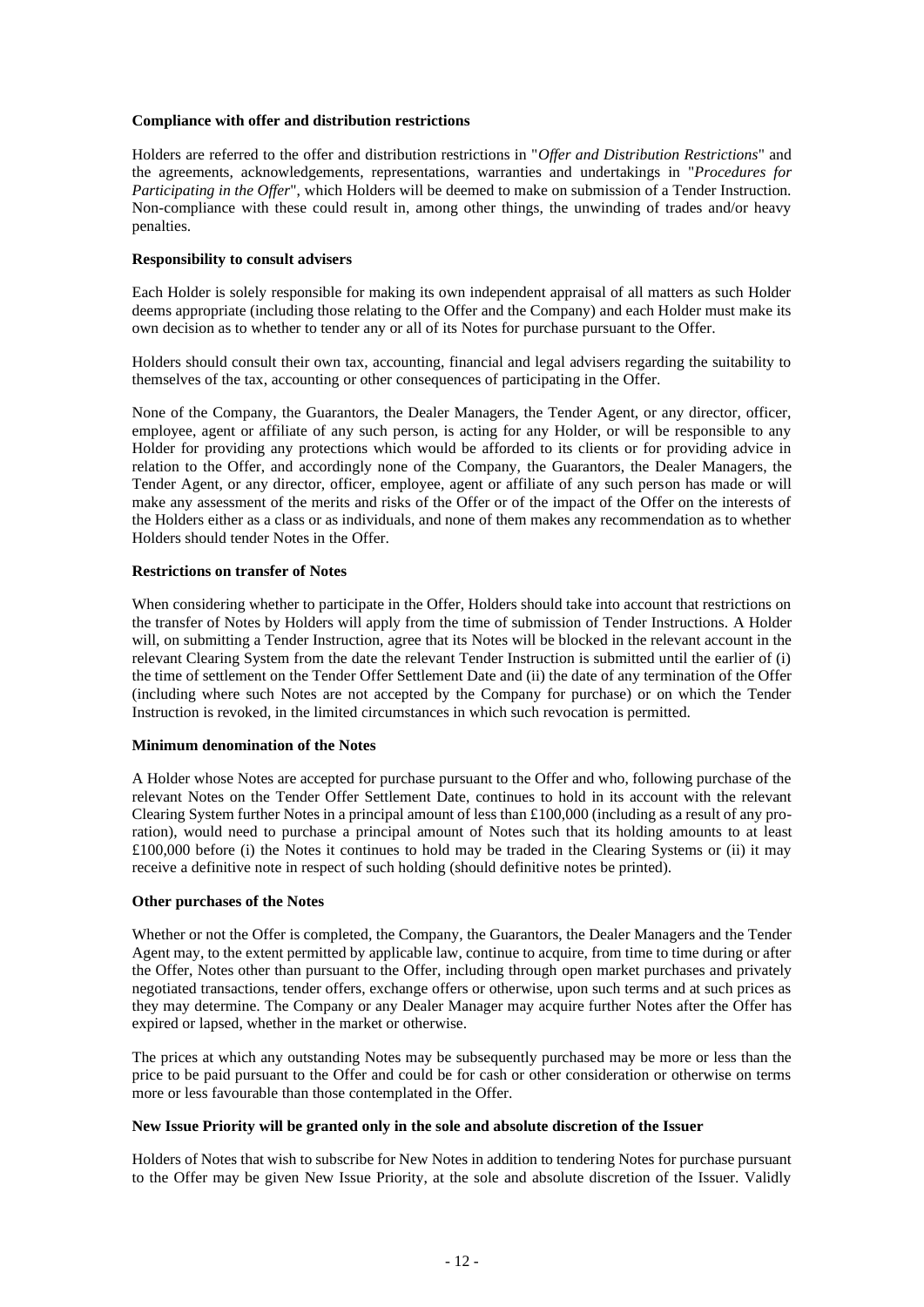**Compliance with offer and distribution restrictions**

Holders are referred to the offer and distribution restrictions in "*Offer and Distribution Restrictions*" and the agreements, acknowledgements, representations, warranties and undertakings in "*Procedures for Participating in the Offer*", which Holders will be deemed to make on submission of a Tender Instruction. Non-compliance with these could result in, among other things, the unwinding of trades and/or heavy penalties.

**Responsibility to consult advisers**

Each Holder is solely responsible for making its own independent appraisal of all matters as such Holder deems appropriate (including those relating to the Offer and the Company) and each Holder must make its own decision as to whether to tender any or all of its Notes for purchase pursuant to the Offer.

Holders should consult their own tax, accounting, financial and legal advisers regarding the suitability to themselves of the tax, accounting or other consequences of participating in the Offer.

None of the Company, the Guarantors, the Dealer Managers, the Tender Agent, or any director, officer, employee, agent or affiliate of any such person, is acting for any Holder, or will be responsible to any Holder for providing any protections which would be afforded to its clients or for providing advice in relation to the Offer, and accordingly none of the Company, the Guarantors, the Dealer Managers, the Tender Agent, or any director, officer, employee, agent or affiliate of any such person has made or will make any assessment of the merits and risks of the Offer or of the impact of the Offer on the interests of the Holders either as a class or as individuals, and none of them makes any recommendation as to whether Holders should tender Notes in the Offer.

**Restrictions on transfer of Notes**

When considering whether to participate in the Offer, Holders should take into account that restrictions on the transfer of Notes by Holders will apply from the time of submission of Tender Instructions. A Holder will, on submitting a Tender Instruction, agree that its Notes will be blocked in the relevant account in the relevant Clearing System from the date the relevant Tender Instruction is submitted until the earlier of (i) the time of settlement on the Tender Offer Settlement Date and (ii) the date of any termination of the Offer (including where such Notes are not accepted by the Company for purchase) or on which the Tender Instruction is revoked, in the limited circumstances in which such revocation is permitted.

**Minimum denomination of the Notes**

A Holder whose Notes are accepted for purchase pursuant to the Offer and who, following purchase of the relevant Notes on the Tender Offer Settlement Date, continues to hold in its account with the relevant Clearing System further Notes in a principal amount of less than £100,000 (including as a result of any pro-ration), would need to purchase a principal amount of Notes such that its holding amounts to at least £100,000 before (i) the Notes it continues to hold may be traded in the Clearing Systems or (ii) it may receive a definitive note in respect of such holding (should definitive notes be printed).

**Other purchases of the Notes**

Whether or not the Offer is completed, the Company, the Guarantors, the Dealer Managers and the Tender Agent may, to the extent permitted by applicable law, continue to acquire, from time to time during or after the Offer, Notes other than pursuant to the Offer, including through open market purchases and privately negotiated transactions, tender offers, exchange offers or otherwise, upon such terms and at such prices as they may determine. The Company or any Dealer Manager may acquire further Notes after the Offer has expired or lapsed, whether in the market or otherwise.

The prices at which any outstanding Notes may be subsequently purchased may be more or less than the price to be paid pursuant to the Offer and could be for cash or other consideration or otherwise on terms more or less favourable than those contemplated in the Offer.

**New Issue Priority will be granted only in the sole and absolute discretion of the Issuer**

Holders of Notes that wish to subscribe for New Notes in addition to tendering Notes for purchase pursuant to the Offer may be given New Issue Priority, at the sole and absolute discretion of the Issuer. Validly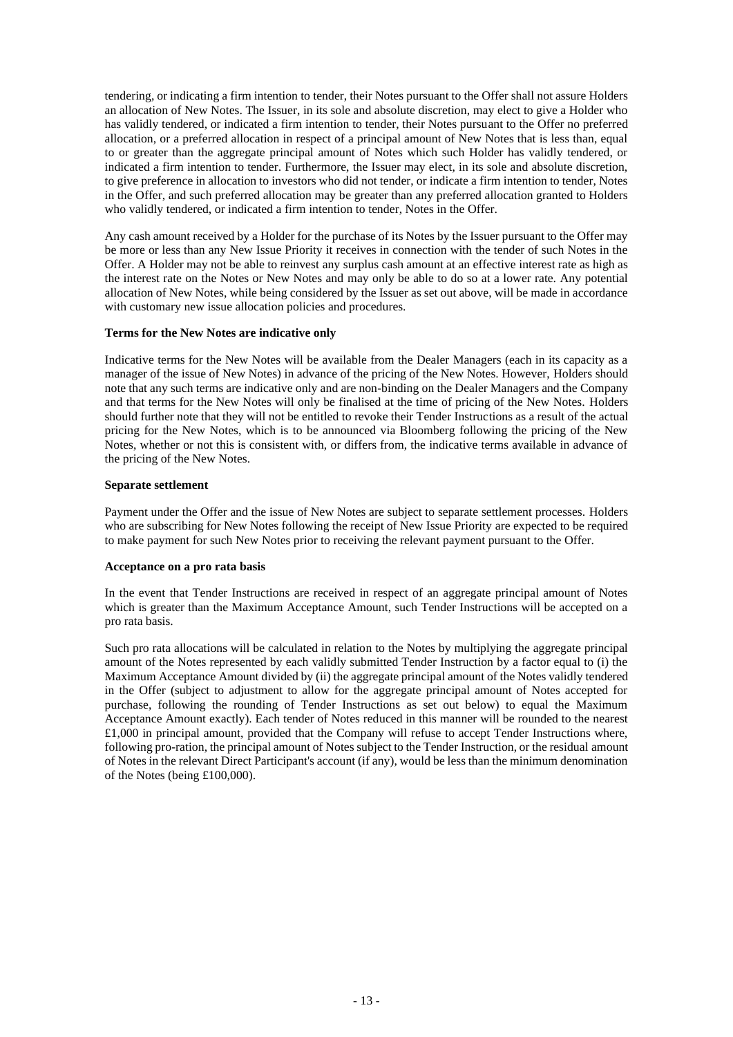tendering, or indicating a firm intention to tender, their Notes pursuant to the Offer shall not assure Holders an allocation of New Notes. The Issuer, in its sole and absolute discretion, may elect to give a Holder who has validly tendered, or indicated a firm intention to tender, their Notes pursuant to the Offer no preferred allocation, or a preferred allocation in respect of a principal amount of New Notes that is less than, equal to or greater than the aggregate principal amount of Notes which such Holder has validly tendered, or indicated a firm intention to tender. Furthermore, the Issuer may elect, in its sole and absolute discretion, to give preference in allocation to investors who did not tender, or indicate a firm intention to tender, Notes in the Offer, and such preferred allocation may be greater than any preferred allocation granted to Holders who validly tendered, or indicated a firm intention to tender, Notes in the Offer.

Any cash amount received by a Holder for the purchase of its Notes by the Issuer pursuant to the Offer may be more or less than any New Issue Priority it receives in connection with the tender of such Notes in the Offer. A Holder may not be able to reinvest any surplus cash amount at an effective interest rate as high as the interest rate on the Notes or New Notes and may only be able to do so at a lower rate. Any potential allocation of New Notes, while being considered by the Issuer as set out above, will be made in accordance with customary new issue allocation policies and procedures.

**Terms for the New Notes are indicative only**

Indicative terms for the New Notes will be available from the Dealer Managers (each in its capacity as a manager of the issue of New Notes) in advance of the pricing of the New Notes. However, Holders should note that any such terms are indicative only and are non-binding on the Dealer Managers and the Company and that terms for the New Notes will only be finalised at the time of pricing of the New Notes. Holders should further note that they will not be entitled to revoke their Tender Instructions as a result of the actual pricing for the New Notes, which is to be announced via Bloomberg following the pricing of the New Notes, whether or not this is consistent with, or differs from, the indicative terms available in advance of the pricing of the New Notes.

**Separate settlement**

Payment under the Offer and the issue of New Notes are subject to separate settlement processes. Holders who are subscribing for New Notes following the receipt of New Issue Priority are expected to be required to make payment for such New Notes prior to receiving the relevant payment pursuant to the Offer.

**Acceptance on a pro rata basis**

In the event that Tender Instructions are received in respect of an aggregate principal amount of Notes which is greater than the Maximum Acceptance Amount, such Tender Instructions will be accepted on a pro rata basis.

Such pro rata allocations will be calculated in relation to the Notes by multiplying the aggregate principal amount of the Notes represented by each validly submitted Tender Instruction by a factor equal to (i) the Maximum Acceptance Amount divided by (ii) the aggregate principal amount of the Notes validly tendered in the Offer (subject to adjustment to allow for the aggregate principal amount of Notes accepted for purchase, following the rounding of Tender Instructions as set out below) to equal the Maximum Acceptance Amount exactly). Each tender of Notes reduced in this manner will be rounded to the nearest £1,000 in principal amount, provided that the Company will refuse to accept Tender Instructions where, following pro-ration, the principal amount of Notes subject to the Tender Instruction, or the residual amount of Notes in the relevant Direct Participant's account (if any), would be less than the minimum denomination of the Notes (being £100,000).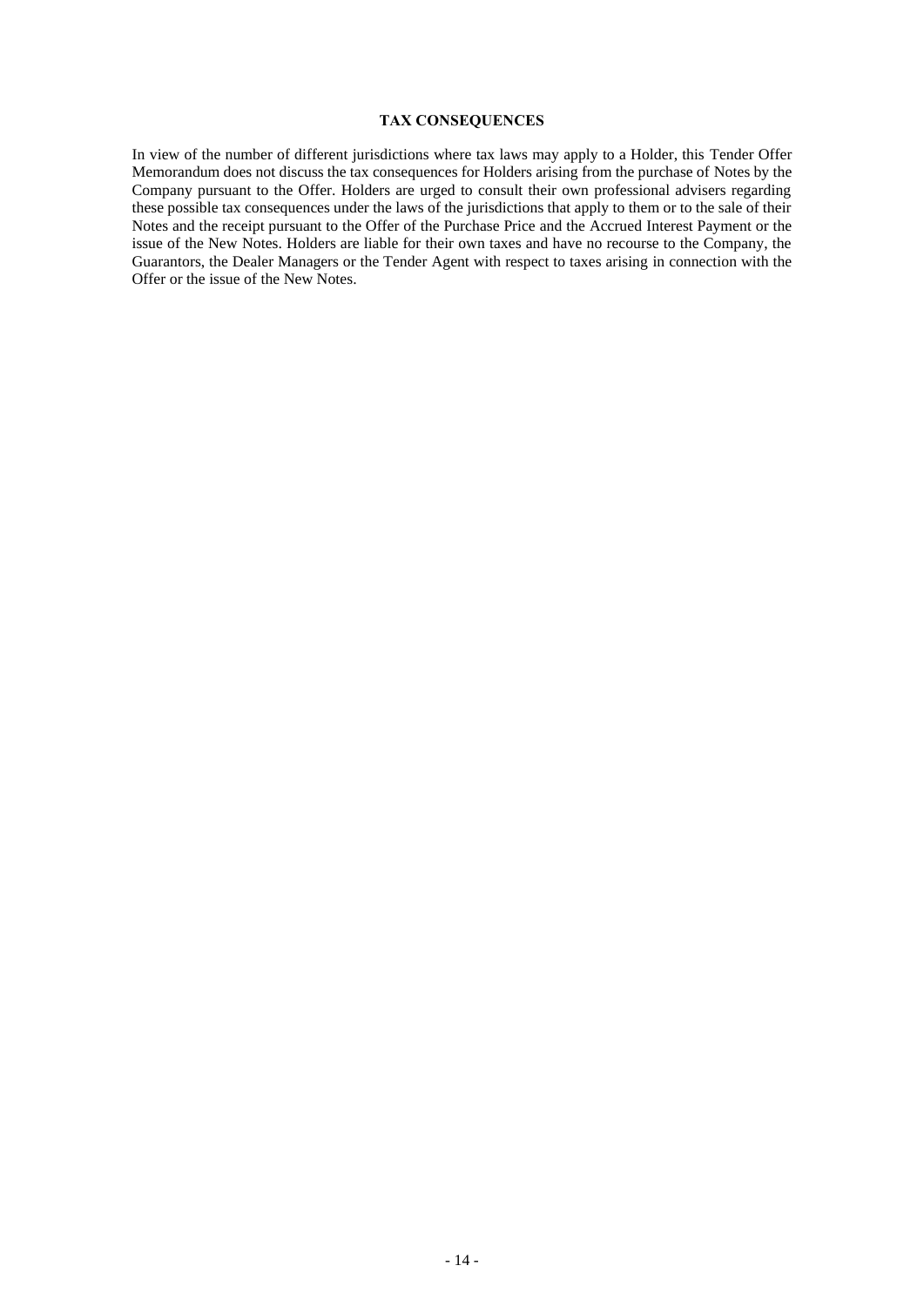## TAX CONSEQUENCES

In view of the number of different jurisdictions where tax laws may apply to a Holder, this Tender Offer Memorandum does not discuss the tax consequences for Holders arising from the purchase of Notes by the Company pursuant to the Offer. Holders are urged to consult their own professional advisers regarding these possible tax consequences under the laws of the jurisdictions that apply to them or to the sale of their Notes and the receipt pursuant to the Offer of the Purchase Price and the Accrued Interest Payment or the issue of the New Notes. Holders are liable for their own taxes and have no recourse to the Company, the Guarantors, the Dealer Managers or the Tender Agent with respect to taxes arising in connection with the Offer or the issue of the New Notes.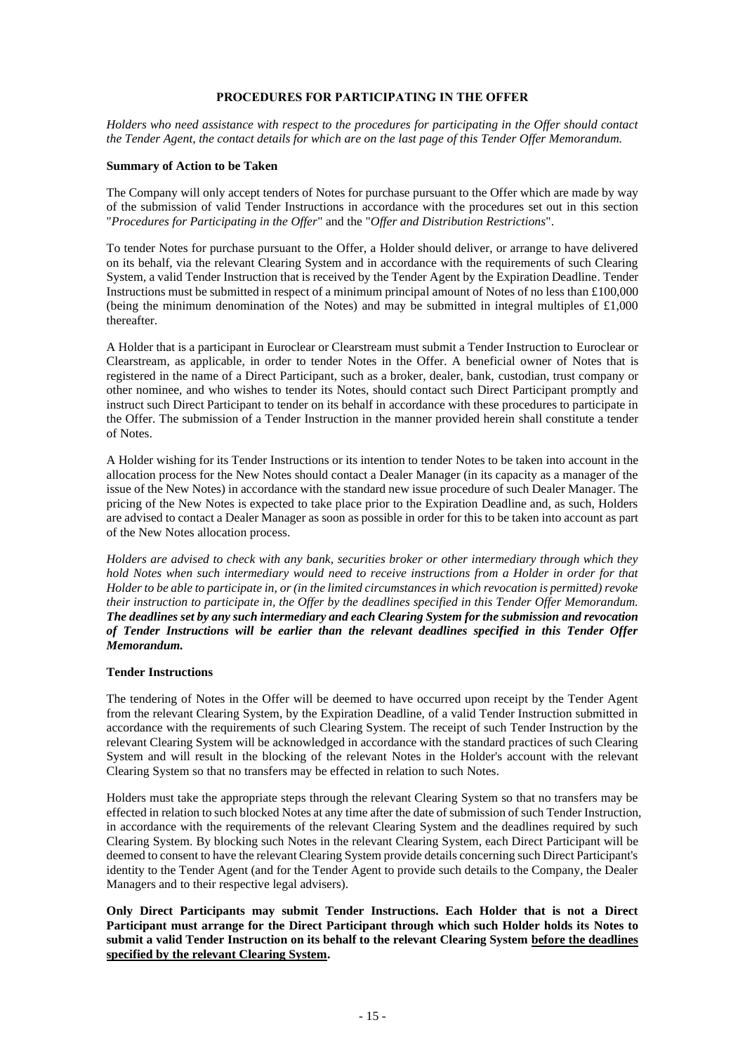## PROCEDURES FOR PARTICIPATING IN THE OFFER

*Holders who need assistance with respect to the procedures for participating in the Offer should contact the Tender Agent, the contact details for which are on the last page of this Tender Offer Memorandum.*

### Summary of Action to be Taken

The Company will only accept tenders of Notes for purchase pursuant to the Offer which are made by way of the submission of valid Tender Instructions in accordance with the procedures set out in this section "*Procedures for Participating in the Offer*" and the "*Offer and Distribution Restrictions*".

To tender Notes for purchase pursuant to the Offer, a Holder should deliver, or arrange to have delivered on its behalf, via the relevant Clearing System and in accordance with the requirements of such Clearing System, a valid Tender Instruction that is received by the Tender Agent by the Expiration Deadline. Tender Instructions must be submitted in respect of a minimum principal amount of Notes of no less than £100,000 (being the minimum denomination of the Notes) and may be submitted in integral multiples of £1,000 thereafter.

A Holder that is a participant in Euroclear or Clearstream must submit a Tender Instruction to Euroclear or Clearstream, as applicable, in order to tender Notes in the Offer. A beneficial owner of Notes that is registered in the name of a Direct Participant, such as a broker, dealer, bank, custodian, trust company or other nominee, and who wishes to tender its Notes, should contact such Direct Participant promptly and instruct such Direct Participant to tender on its behalf in accordance with these procedures to participate in the Offer. The submission of a Tender Instruction in the manner provided herein shall constitute a tender of Notes.

A Holder wishing for its Tender Instructions or its intention to tender Notes to be taken into account in the allocation process for the New Notes should contact a Dealer Manager (in its capacity as a manager of the issue of the New Notes) in accordance with the standard new issue procedure of such Dealer Manager. The pricing of the New Notes is expected to take place prior to the Expiration Deadline and, as such, Holders are advised to contact a Dealer Manager as soon as possible in order for this to be taken into account as part of the New Notes allocation process.

*Holders are advised to check with any bank, securities broker or other intermediary through which they hold Notes when such intermediary would need to receive instructions from a Holder in order for that Holder to be able to participate in, or (in the limited circumstances in which revocation is permitted) revoke their instruction to participate in, the Offer by the deadlines specified in this Tender Offer Memorandum.* ***The deadlines set by any such intermediary and each Clearing System for the submission and revocation of Tender Instructions will be earlier than the relevant deadlines specified in this Tender Offer Memorandum.***

### Tender Instructions

The tendering of Notes in the Offer will be deemed to have occurred upon receipt by the Tender Agent from the relevant Clearing System, by the Expiration Deadline, of a valid Tender Instruction submitted in accordance with the requirements of such Clearing System. The receipt of such Tender Instruction by the relevant Clearing System will be acknowledged in accordance with the standard practices of such Clearing System and will result in the blocking of the relevant Notes in the Holder's account with the relevant Clearing System so that no transfers may be effected in relation to such Notes.

Holders must take the appropriate steps through the relevant Clearing System so that no transfers may be effected in relation to such blocked Notes at any time after the date of submission of such Tender Instruction, in accordance with the requirements of the relevant Clearing System and the deadlines required by such Clearing System. By blocking such Notes in the relevant Clearing System, each Direct Participant will be deemed to consent to have the relevant Clearing System provide details concerning such Direct Participant's identity to the Tender Agent (and for the Tender Agent to provide such details to the Company, the Dealer Managers and to their respective legal advisers).

**Only Direct Participants may submit Tender Instructions. Each Holder that is not a Direct Participant must arrange for the Direct Participant through which such Holder holds its Notes to submit a valid Tender Instruction on its behalf to the relevant Clearing System before the deadlines specified by the relevant Clearing System.**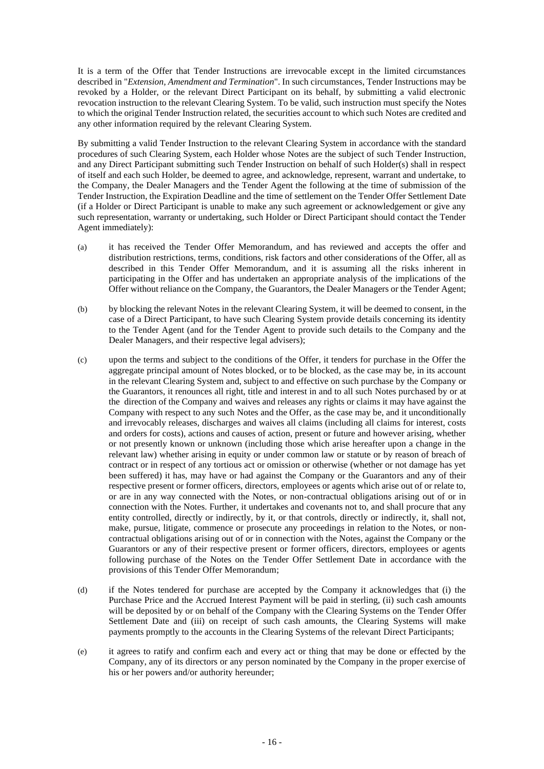It is a term of the Offer that Tender Instructions are irrevocable except in the limited circumstances described in "*Extension, Amendment and Termination*". In such circumstances, Tender Instructions may be revoked by a Holder, or the relevant Direct Participant on its behalf, by submitting a valid electronic revocation instruction to the relevant Clearing System. To be valid, such instruction must specify the Notes to which the original Tender Instruction related, the securities account to which such Notes are credited and any other information required by the relevant Clearing System.

By submitting a valid Tender Instruction to the relevant Clearing System in accordance with the standard procedures of such Clearing System, each Holder whose Notes are the subject of such Tender Instruction, and any Direct Participant submitting such Tender Instruction on behalf of such Holder(s) shall in respect of itself and each such Holder, be deemed to agree, and acknowledge, represent, warrant and undertake, to the Company, the Dealer Managers and the Tender Agent the following at the time of submission of the Tender Instruction, the Expiration Deadline and the time of settlement on the Tender Offer Settlement Date (if a Holder or Direct Participant is unable to make any such agreement or acknowledgement or give any such representation, warranty or undertaking, such Holder or Direct Participant should contact the Tender Agent immediately):

(a) it has received the Tender Offer Memorandum, and has reviewed and accepts the offer and distribution restrictions, terms, conditions, risk factors and other considerations of the Offer, all as described in this Tender Offer Memorandum, and it is assuming all the risks inherent in participating in the Offer and has undertaken an appropriate analysis of the implications of the Offer without reliance on the Company, the Guarantors, the Dealer Managers or the Tender Agent;

(b) by blocking the relevant Notes in the relevant Clearing System, it will be deemed to consent, in the case of a Direct Participant, to have such Clearing System provide details concerning its identity to the Tender Agent (and for the Tender Agent to provide such details to the Company and the Dealer Managers, and their respective legal advisers);

(c) upon the terms and subject to the conditions of the Offer, it tenders for purchase in the Offer the aggregate principal amount of Notes blocked, or to be blocked, as the case may be, in its account in the relevant Clearing System and, subject to and effective on such purchase by the Company or the Guarantors, it renounces all right, title and interest in and to all such Notes purchased by or at the direction of the Company and waives and releases any rights or claims it may have against the Company with respect to any such Notes and the Offer, as the case may be, and it unconditionally and irrevocably releases, discharges and waives all claims (including all claims for interest, costs and orders for costs), actions and causes of action, present or future and however arising, whether or not presently known or unknown (including those which arise hereafter upon a change in the relevant law) whether arising in equity or under common law or statute or by reason of breach of contract or in respect of any tortious act or omission or otherwise (whether or not damage has yet been suffered) it has, may have or had against the Company or the Guarantors and any of their respective present or former officers, directors, employees or agents which arise out of or relate to, or are in any way connected with the Notes, or non-contractual obligations arising out of or in connection with the Notes. Further, it undertakes and covenants not to, and shall procure that any entity controlled, directly or indirectly, by it, or that controls, directly or indirectly, it, shall not, make, pursue, litigate, commence or prosecute any proceedings in relation to the Notes, or non-contractual obligations arising out of or in connection with the Notes, against the Company or the Guarantors or any of their respective present or former officers, directors, employees or agents following purchase of the Notes on the Tender Offer Settlement Date in accordance with the provisions of this Tender Offer Memorandum;

(d) if the Notes tendered for purchase are accepted by the Company it acknowledges that (i) the Purchase Price and the Accrued Interest Payment will be paid in sterling, (ii) such cash amounts will be deposited by or on behalf of the Company with the Clearing Systems on the Tender Offer Settlement Date and (iii) on receipt of such cash amounts, the Clearing Systems will make payments promptly to the accounts in the Clearing Systems of the relevant Direct Participants;

(e) it agrees to ratify and confirm each and every act or thing that may be done or effected by the Company, any of its directors or any person nominated by the Company in the proper exercise of his or her powers and/or authority hereunder;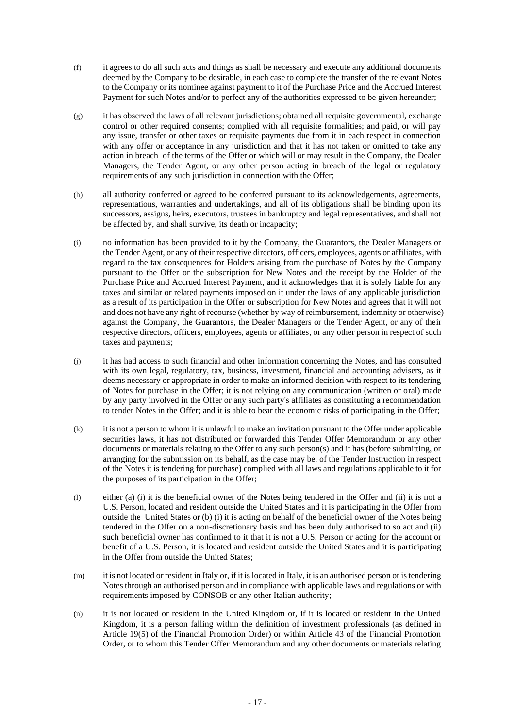(f) it agrees to do all such acts and things as shall be necessary and execute any additional documents deemed by the Company to be desirable, in each case to complete the transfer of the relevant Notes to the Company or its nominee against payment to it of the Purchase Price and the Accrued Interest Payment for such Notes and/or to perfect any of the authorities expressed to be given hereunder;

(g) it has observed the laws of all relevant jurisdictions; obtained all requisite governmental, exchange control or other required consents; complied with all requisite formalities; and paid, or will pay any issue, transfer or other taxes or requisite payments due from it in each respect in connection with any offer or acceptance in any jurisdiction and that it has not taken or omitted to take any action in breach of the terms of the Offer or which will or may result in the Company, the Dealer Managers, the Tender Agent, or any other person acting in breach of the legal or regulatory requirements of any such jurisdiction in connection with the Offer;

(h) all authority conferred or agreed to be conferred pursuant to its acknowledgements, agreements, representations, warranties and undertakings, and all of its obligations shall be binding upon its successors, assigns, heirs, executors, trustees in bankruptcy and legal representatives, and shall not be affected by, and shall survive, its death or incapacity;

(i) no information has been provided to it by the Company, the Guarantors, the Dealer Managers or the Tender Agent, or any of their respective directors, officers, employees, agents or affiliates, with regard to the tax consequences for Holders arising from the purchase of Notes by the Company pursuant to the Offer or the subscription for New Notes and the receipt by the Holder of the Purchase Price and Accrued Interest Payment, and it acknowledges that it is solely liable for any taxes and similar or related payments imposed on it under the laws of any applicable jurisdiction as a result of its participation in the Offer or subscription for New Notes and agrees that it will not and does not have any right of recourse (whether by way of reimbursement, indemnity or otherwise) against the Company, the Guarantors, the Dealer Managers or the Tender Agent, or any of their respective directors, officers, employees, agents or affiliates, or any other person in respect of such taxes and payments;

(j) it has had access to such financial and other information concerning the Notes, and has consulted with its own legal, regulatory, tax, business, investment, financial and accounting advisers, as it deems necessary or appropriate in order to make an informed decision with respect to its tendering of Notes for purchase in the Offer; it is not relying on any communication (written or oral) made by any party involved in the Offer or any such party's affiliates as constituting a recommendation to tender Notes in the Offer; and it is able to bear the economic risks of participating in the Offer;

(k) it is not a person to whom it is unlawful to make an invitation pursuant to the Offer under applicable securities laws, it has not distributed or forwarded this Tender Offer Memorandum or any other documents or materials relating to the Offer to any such person(s) and it has (before submitting, or arranging for the submission on its behalf, as the case may be, of the Tender Instruction in respect of the Notes it is tendering for purchase) complied with all laws and regulations applicable to it for the purposes of its participation in the Offer;

(l) either (a) (i) it is the beneficial owner of the Notes being tendered in the Offer and (ii) it is not a U.S. Person, located and resident outside the United States and it is participating in the Offer from outside the United States or (b) (i) it is acting on behalf of the beneficial owner of the Notes being tendered in the Offer on a non-discretionary basis and has been duly authorised to so act and (ii) such beneficial owner has confirmed to it that it is not a U.S. Person or acting for the account or benefit of a U.S. Person, it is located and resident outside the United States and it is participating in the Offer from outside the United States;

(m) it is not located or resident in Italy or, if it is located in Italy, it is an authorised person or is tendering Notes through an authorised person and in compliance with applicable laws and regulations or with requirements imposed by CONSOB or any other Italian authority;

(n) it is not located or resident in the United Kingdom or, if it is located or resident in the United Kingdom, it is a person falling within the definition of investment professionals (as defined in Article 19(5) of the Financial Promotion Order) or within Article 43 of the Financial Promotion Order, or to whom this Tender Offer Memorandum and any other documents or materials relating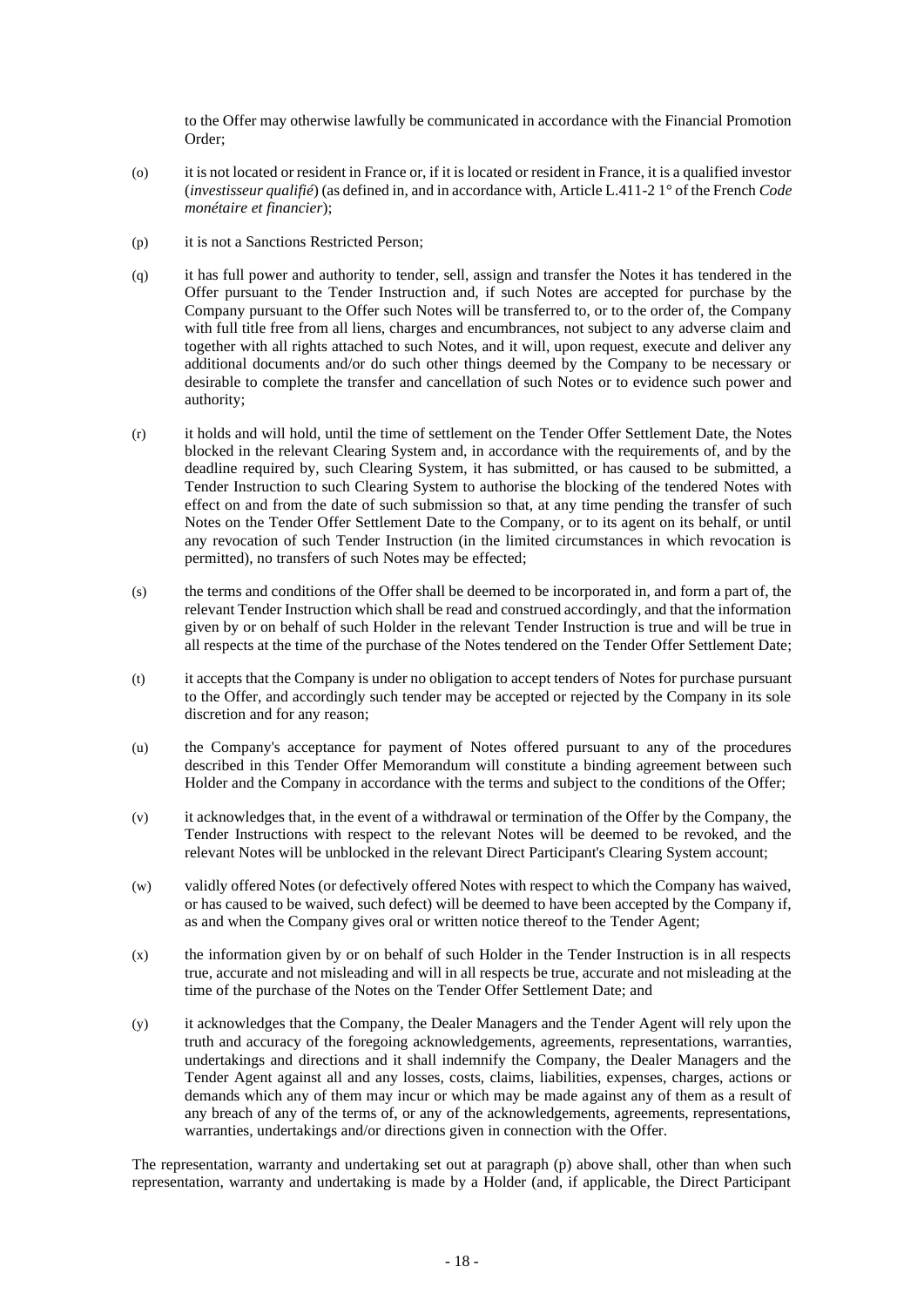to the Offer may otherwise lawfully be communicated in accordance with the Financial Promotion Order;

(o) it is not located or resident in France or, if it is located or resident in France, it is a qualified investor (*investisseur qualifié*) (as defined in, and in accordance with, Article L.411-2 1° of the French *Code monétaire et financier*);

(p) it is not a Sanctions Restricted Person;

(q) it has full power and authority to tender, sell, assign and transfer the Notes it has tendered in the Offer pursuant to the Tender Instruction and, if such Notes are accepted for purchase by the Company pursuant to the Offer such Notes will be transferred to, or to the order of, the Company with full title free from all liens, charges and encumbrances, not subject to any adverse claim and together with all rights attached to such Notes, and it will, upon request, execute and deliver any additional documents and/or do such other things deemed by the Company to be necessary or desirable to complete the transfer and cancellation of such Notes or to evidence such power and authority;

(r) it holds and will hold, until the time of settlement on the Tender Offer Settlement Date, the Notes blocked in the relevant Clearing System and, in accordance with the requirements of, and by the deadline required by, such Clearing System, it has submitted, or has caused to be submitted, a Tender Instruction to such Clearing System to authorise the blocking of the tendered Notes with effect on and from the date of such submission so that, at any time pending the transfer of such Notes on the Tender Offer Settlement Date to the Company, or to its agent on its behalf, or until any revocation of such Tender Instruction (in the limited circumstances in which revocation is permitted), no transfers of such Notes may be effected;

(s) the terms and conditions of the Offer shall be deemed to be incorporated in, and form a part of, the relevant Tender Instruction which shall be read and construed accordingly, and that the information given by or on behalf of such Holder in the relevant Tender Instruction is true and will be true in all respects at the time of the purchase of the Notes tendered on the Tender Offer Settlement Date;

(t) it accepts that the Company is under no obligation to accept tenders of Notes for purchase pursuant to the Offer, and accordingly such tender may be accepted or rejected by the Company in its sole discretion and for any reason;

(u) the Company's acceptance for payment of Notes offered pursuant to any of the procedures described in this Tender Offer Memorandum will constitute a binding agreement between such Holder and the Company in accordance with the terms and subject to the conditions of the Offer;

(v) it acknowledges that, in the event of a withdrawal or termination of the Offer by the Company, the Tender Instructions with respect to the relevant Notes will be deemed to be revoked, and the relevant Notes will be unblocked in the relevant Direct Participant's Clearing System account;

(w) validly offered Notes (or defectively offered Notes with respect to which the Company has waived, or has caused to be waived, such defect) will be deemed to have been accepted by the Company if, as and when the Company gives oral or written notice thereof to the Tender Agent;

(x) the information given by or on behalf of such Holder in the Tender Instruction is in all respects true, accurate and not misleading and will in all respects be true, accurate and not misleading at the time of the purchase of the Notes on the Tender Offer Settlement Date; and

(y) it acknowledges that the Company, the Dealer Managers and the Tender Agent will rely upon the truth and accuracy of the foregoing acknowledgements, agreements, representations, warranties, undertakings and directions and it shall indemnify the Company, the Dealer Managers and the Tender Agent against all and any losses, costs, claims, liabilities, expenses, charges, actions or demands which any of them may incur or which may be made against any of them as a result of any breach of any of the terms of, or any of the acknowledgements, agreements, representations, warranties, undertakings and/or directions given in connection with the Offer.

The representation, warranty and undertaking set out at paragraph (p) above shall, other than when such representation, warranty and undertaking is made by a Holder (and, if applicable, the Direct Participant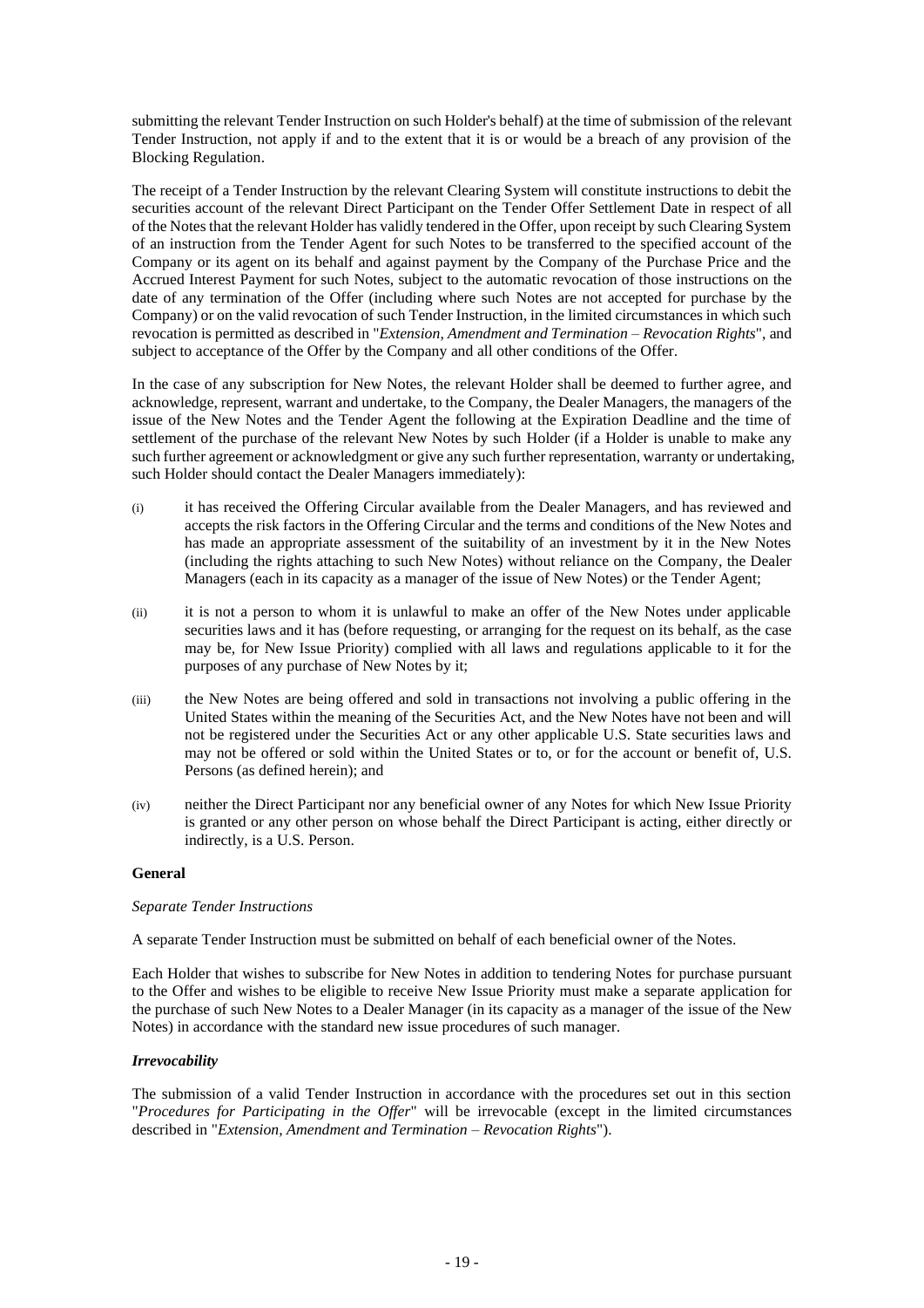submitting the relevant Tender Instruction on such Holder's behalf) at the time of submission of the relevant Tender Instruction, not apply if and to the extent that it is or would be a breach of any provision of the Blocking Regulation.

The receipt of a Tender Instruction by the relevant Clearing System will constitute instructions to debit the securities account of the relevant Direct Participant on the Tender Offer Settlement Date in respect of all of the Notes that the relevant Holder has validly tendered in the Offer, upon receipt by such Clearing System of an instruction from the Tender Agent for such Notes to be transferred to the specified account of the Company or its agent on its behalf and against payment by the Company of the Purchase Price and the Accrued Interest Payment for such Notes, subject to the automatic revocation of those instructions on the date of any termination of the Offer (including where such Notes are not accepted for purchase by the Company) or on the valid revocation of such Tender Instruction, in the limited circumstances in which such revocation is permitted as described in "*Extension, Amendment and Termination – Revocation Rights*", and subject to acceptance of the Offer by the Company and all other conditions of the Offer.

In the case of any subscription for New Notes, the relevant Holder shall be deemed to further agree, and acknowledge, represent, warrant and undertake, to the Company, the Dealer Managers, the managers of the issue of the New Notes and the Tender Agent the following at the Expiration Deadline and the time of settlement of the purchase of the relevant New Notes by such Holder (if a Holder is unable to make any such further agreement or acknowledgment or give any such further representation, warranty or undertaking, such Holder should contact the Dealer Managers immediately):

(i) it has received the Offering Circular available from the Dealer Managers, and has reviewed and accepts the risk factors in the Offering Circular and the terms and conditions of the New Notes and has made an appropriate assessment of the suitability of an investment by it in the New Notes (including the rights attaching to such New Notes) without reliance on the Company, the Dealer Managers (each in its capacity as a manager of the issue of New Notes) or the Tender Agent;

(ii) it is not a person to whom it is unlawful to make an offer of the New Notes under applicable securities laws and it has (before requesting, or arranging for the request on its behalf, as the case may be, for New Issue Priority) complied with all laws and regulations applicable to it for the purposes of any purchase of New Notes by it;

(iii) the New Notes are being offered and sold in transactions not involving a public offering in the United States within the meaning of the Securities Act, and the New Notes have not been and will not be registered under the Securities Act or any other applicable U.S. State securities laws and may not be offered or sold within the United States or to, or for the account or benefit of, U.S. Persons (as defined herein); and

(iv) neither the Direct Participant nor any beneficial owner of any Notes for which New Issue Priority is granted or any other person on whose behalf the Direct Participant is acting, either directly or indirectly, is a U.S. Person.

### General

*Separate Tender Instructions*

A separate Tender Instruction must be submitted on behalf of each beneficial owner of the Notes.

Each Holder that wishes to subscribe for New Notes in addition to tendering Notes for purchase pursuant to the Offer and wishes to be eligible to receive New Issue Priority must make a separate application for the purchase of such New Notes to a Dealer Manager (in its capacity as a manager of the issue of the New Notes) in accordance with the standard new issue procedures of such manager.

***Irrevocability***

The submission of a valid Tender Instruction in accordance with the procedures set out in this section "*Procedures for Participating in the Offer*" will be irrevocable (except in the limited circumstances described in "*Extension, Amendment and Termination – Revocation Rights*").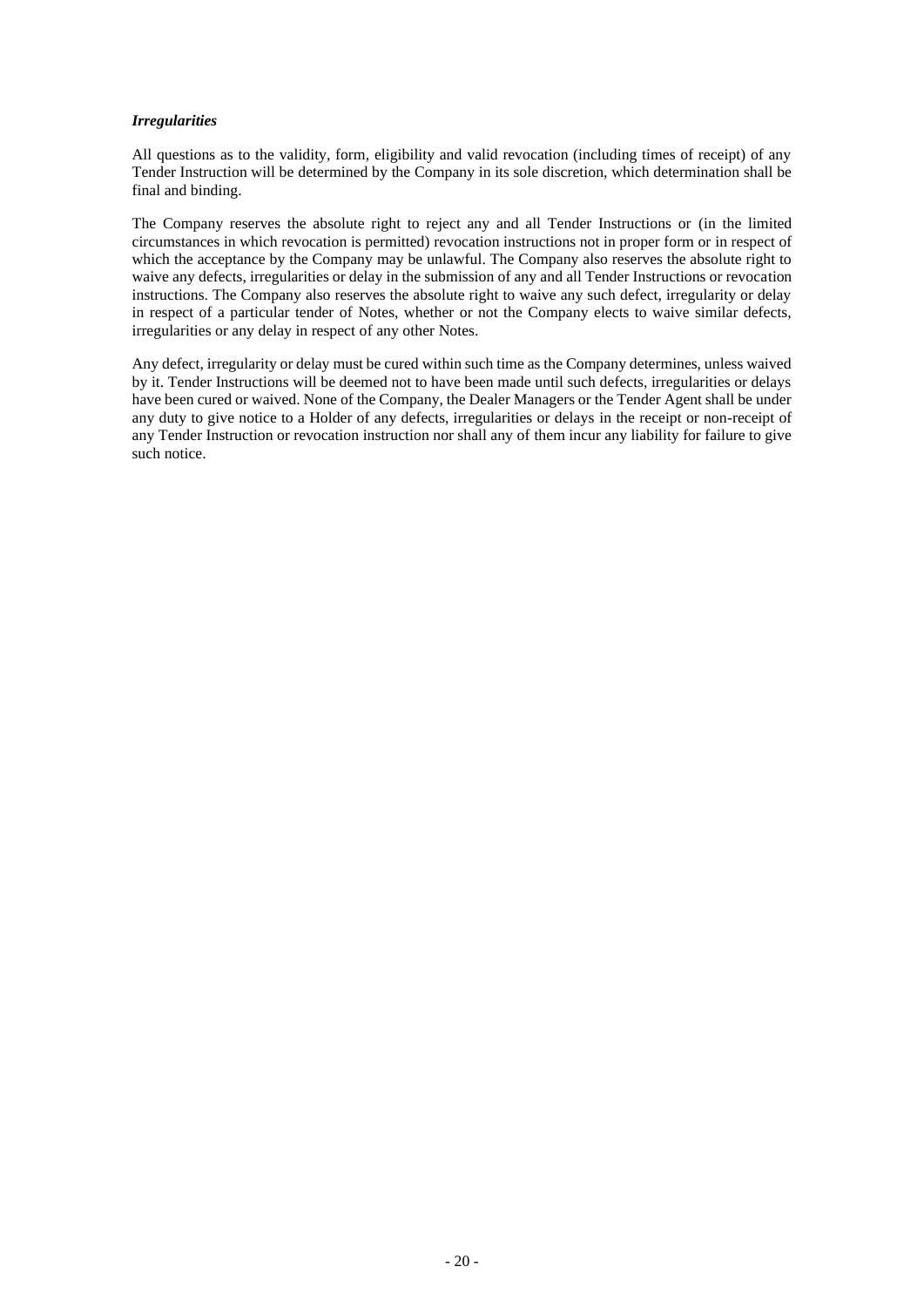***Irregularities***

All questions as to the validity, form, eligibility and valid revocation (including times of receipt) of any Tender Instruction will be determined by the Company in its sole discretion, which determination shall be final and binding.

The Company reserves the absolute right to reject any and all Tender Instructions or (in the limited circumstances in which revocation is permitted) revocation instructions not in proper form or in respect of which the acceptance by the Company may be unlawful. The Company also reserves the absolute right to waive any defects, irregularities or delay in the submission of any and all Tender Instructions or revocation instructions. The Company also reserves the absolute right to waive any such defect, irregularity or delay in respect of a particular tender of Notes, whether or not the Company elects to waive similar defects, irregularities or any delay in respect of any other Notes.

Any defect, irregularity or delay must be cured within such time as the Company determines, unless waived by it. Tender Instructions will be deemed not to have been made until such defects, irregularities or delays have been cured or waived. None of the Company, the Dealer Managers or the Tender Agent shall be under any duty to give notice to a Holder of any defects, irregularities or delays in the receipt or non-receipt of any Tender Instruction or revocation instruction nor shall any of them incur any liability for failure to give such notice.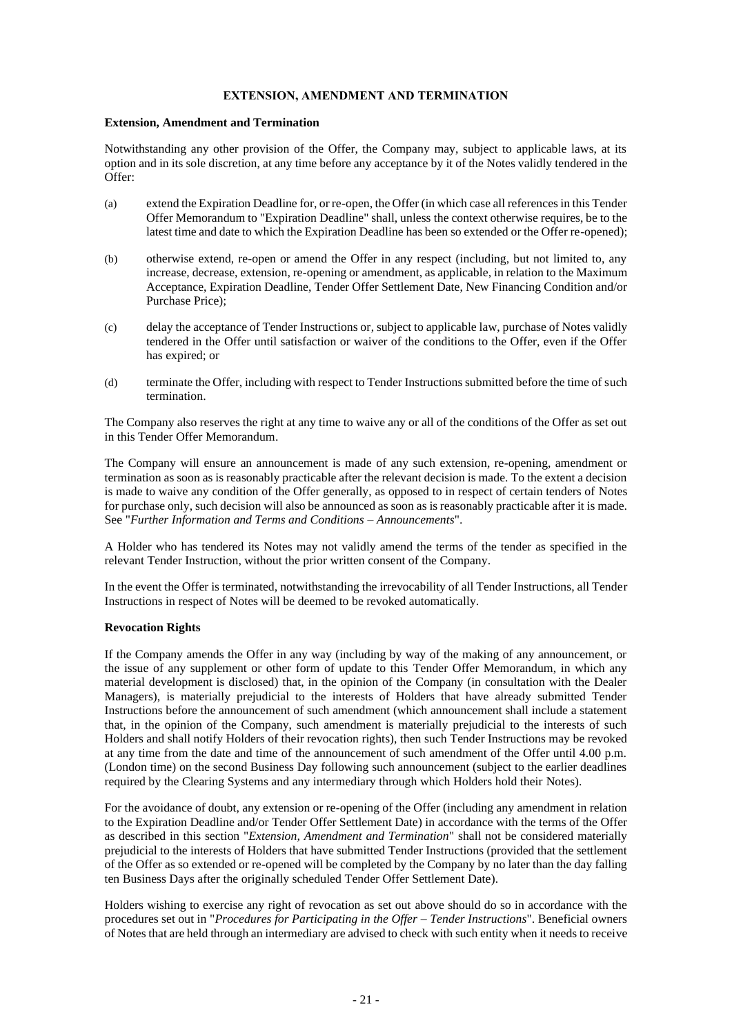## EXTENSION, AMENDMENT AND TERMINATION

### Extension, Amendment and Termination

Notwithstanding any other provision of the Offer, the Company may, subject to applicable laws, at its option and in its sole discretion, at any time before any acceptance by it of the Notes validly tendered in the Offer:

(a) extend the Expiration Deadline for, or re-open, the Offer (in which case all references in this Tender Offer Memorandum to "Expiration Deadline" shall, unless the context otherwise requires, be to the latest time and date to which the Expiration Deadline has been so extended or the Offer re-opened);

(b) otherwise extend, re-open or amend the Offer in any respect (including, but not limited to, any increase, decrease, extension, re-opening or amendment, as applicable, in relation to the Maximum Acceptance, Expiration Deadline, Tender Offer Settlement Date, New Financing Condition and/or Purchase Price);

(c) delay the acceptance of Tender Instructions or, subject to applicable law, purchase of Notes validly tendered in the Offer until satisfaction or waiver of the conditions to the Offer, even if the Offer has expired; or

(d) terminate the Offer, including with respect to Tender Instructions submitted before the time of such termination.

The Company also reserves the right at any time to waive any or all of the conditions of the Offer as set out in this Tender Offer Memorandum.

The Company will ensure an announcement is made of any such extension, re-opening, amendment or termination as soon as is reasonably practicable after the relevant decision is made. To the extent a decision is made to waive any condition of the Offer generally, as opposed to in respect of certain tenders of Notes for purchase only, such decision will also be announced as soon as is reasonably practicable after it is made. See "*Further Information and Terms and Conditions – Announcements*".

A Holder who has tendered its Notes may not validly amend the terms of the tender as specified in the relevant Tender Instruction, without the prior written consent of the Company.

In the event the Offer is terminated, notwithstanding the irrevocability of all Tender Instructions, all Tender Instructions in respect of Notes will be deemed to be revoked automatically.

### Revocation Rights

If the Company amends the Offer in any way (including by way of the making of any announcement, or the issue of any supplement or other form of update to this Tender Offer Memorandum, in which any material development is disclosed) that, in the opinion of the Company (in consultation with the Dealer Managers), is materially prejudicial to the interests of Holders that have already submitted Tender Instructions before the announcement of such amendment (which announcement shall include a statement that, in the opinion of the Company, such amendment is materially prejudicial to the interests of such Holders and shall notify Holders of their revocation rights), then such Tender Instructions may be revoked at any time from the date and time of the announcement of such amendment of the Offer until 4.00 p.m. (London time) on the second Business Day following such announcement (subject to the earlier deadlines required by the Clearing Systems and any intermediary through which Holders hold their Notes).

For the avoidance of doubt, any extension or re-opening of the Offer (including any amendment in relation to the Expiration Deadline and/or Tender Offer Settlement Date) in accordance with the terms of the Offer as described in this section "*Extension, Amendment and Termination*" shall not be considered materially prejudicial to the interests of Holders that have submitted Tender Instructions (provided that the settlement of the Offer as so extended or re-opened will be completed by the Company by no later than the day falling ten Business Days after the originally scheduled Tender Offer Settlement Date).

Holders wishing to exercise any right of revocation as set out above should do so in accordance with the procedures set out in "*Procedures for Participating in the Offer – Tender Instructions*". Beneficial owners of Notes that are held through an intermediary are advised to check with such entity when it needs to receive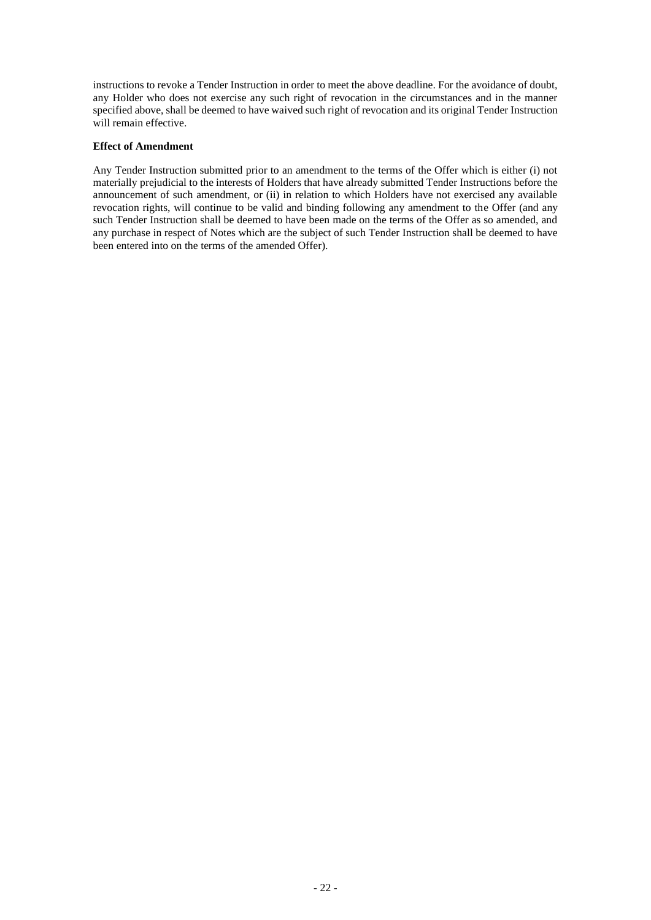instructions to revoke a Tender Instruction in order to meet the above deadline. For the avoidance of doubt, any Holder who does not exercise any such right of revocation in the circumstances and in the manner specified above, shall be deemed to have waived such right of revocation and its original Tender Instruction will remain effective.

**Effect of Amendment**

Any Tender Instruction submitted prior to an amendment to the terms of the Offer which is either (i) not materially prejudicial to the interests of Holders that have already submitted Tender Instructions before the announcement of such amendment, or (ii) in relation to which Holders have not exercised any available revocation rights, will continue to be valid and binding following any amendment to the Offer (and any such Tender Instruction shall be deemed to have been made on the terms of the Offer as so amended, and any purchase in respect of Notes which are the subject of such Tender Instruction shall be deemed to have been entered into on the terms of the amended Offer).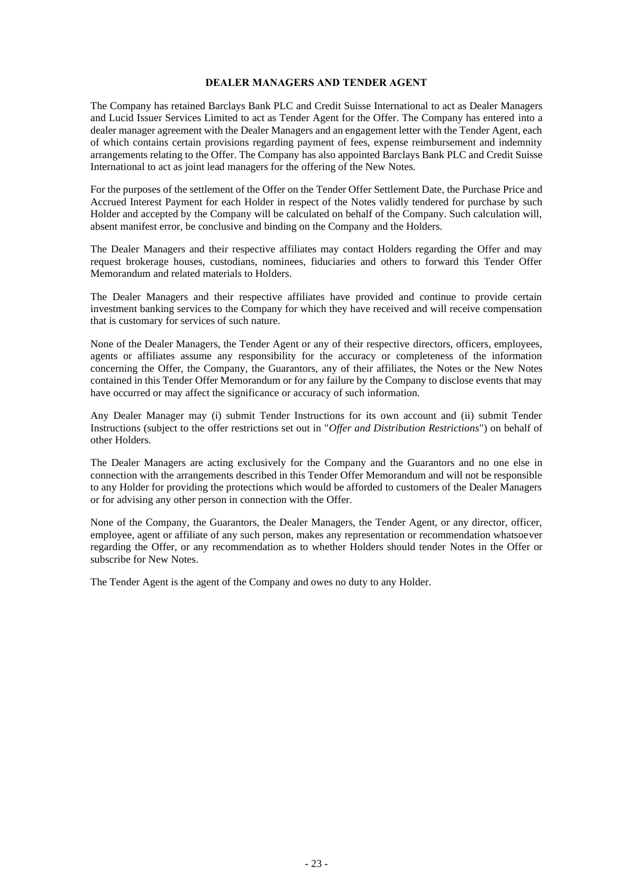## DEALER MANAGERS AND TENDER AGENT

The Company has retained Barclays Bank PLC and Credit Suisse International to act as Dealer Managers and Lucid Issuer Services Limited to act as Tender Agent for the Offer. The Company has entered into a dealer manager agreement with the Dealer Managers and an engagement letter with the Tender Agent, each of which contains certain provisions regarding payment of fees, expense reimbursement and indemnity arrangements relating to the Offer. The Company has also appointed Barclays Bank PLC and Credit Suisse International to act as joint lead managers for the offering of the New Notes.

For the purposes of the settlement of the Offer on the Tender Offer Settlement Date, the Purchase Price and Accrued Interest Payment for each Holder in respect of the Notes validly tendered for purchase by such Holder and accepted by the Company will be calculated on behalf of the Company. Such calculation will, absent manifest error, be conclusive and binding on the Company and the Holders.

The Dealer Managers and their respective affiliates may contact Holders regarding the Offer and may request brokerage houses, custodians, nominees, fiduciaries and others to forward this Tender Offer Memorandum and related materials to Holders.

The Dealer Managers and their respective affiliates have provided and continue to provide certain investment banking services to the Company for which they have received and will receive compensation that is customary for services of such nature.

None of the Dealer Managers, the Tender Agent or any of their respective directors, officers, employees, agents or affiliates assume any responsibility for the accuracy or completeness of the information concerning the Offer, the Company, the Guarantors, any of their affiliates, the Notes or the New Notes contained in this Tender Offer Memorandum or for any failure by the Company to disclose events that may have occurred or may affect the significance or accuracy of such information.

Any Dealer Manager may (i) submit Tender Instructions for its own account and (ii) submit Tender Instructions (subject to the offer restrictions set out in "*Offer and Distribution Restrictions*") on behalf of other Holders.

The Dealer Managers are acting exclusively for the Company and the Guarantors and no one else in connection with the arrangements described in this Tender Offer Memorandum and will not be responsible to any Holder for providing the protections which would be afforded to customers of the Dealer Managers or for advising any other person in connection with the Offer.

None of the Company, the Guarantors, the Dealer Managers, the Tender Agent, or any director, officer, employee, agent or affiliate of any such person, makes any representation or recommendation whatsoever regarding the Offer, or any recommendation as to whether Holders should tender Notes in the Offer or subscribe for New Notes.

The Tender Agent is the agent of the Company and owes no duty to any Holder.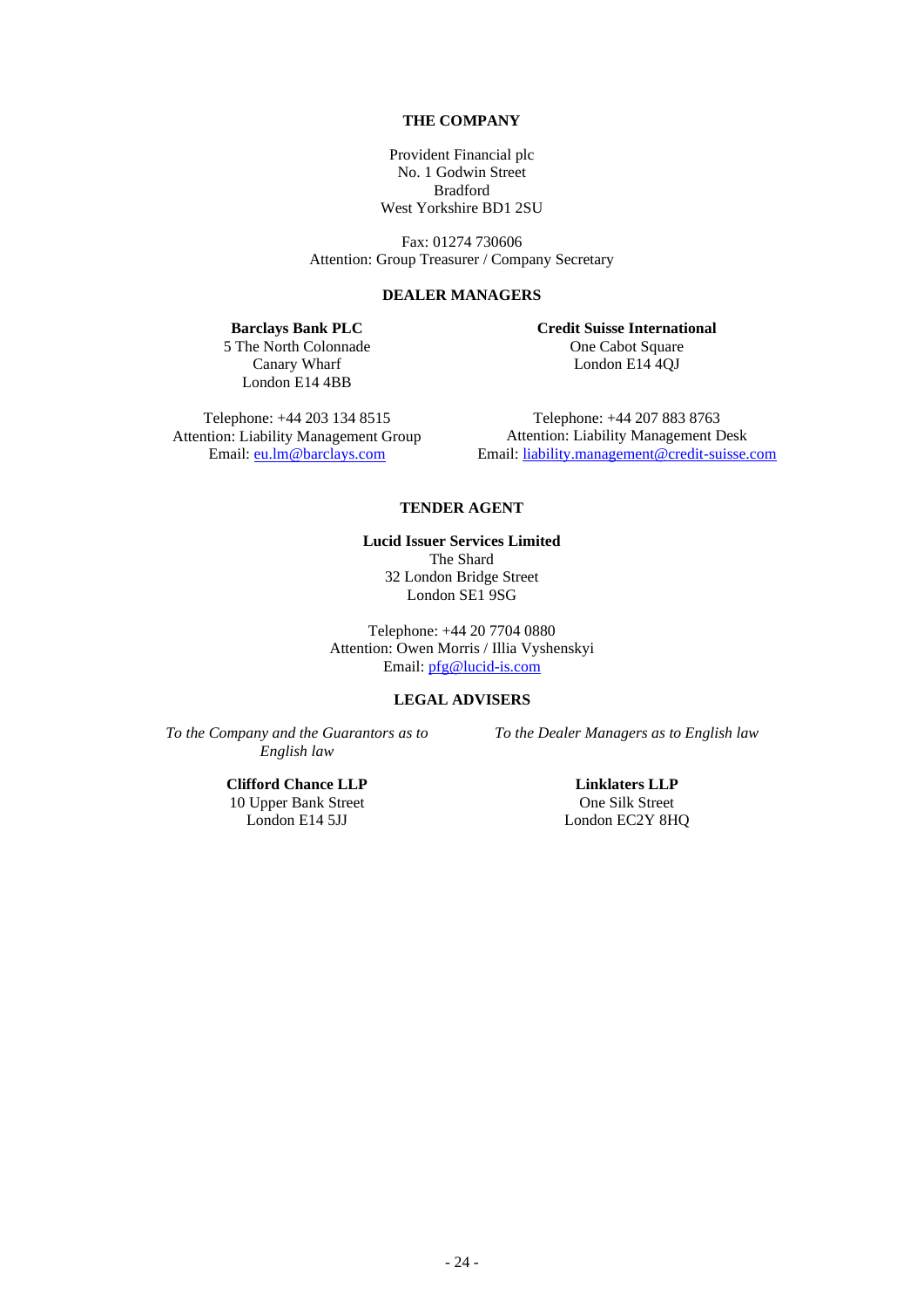## THE COMPANY

Provident Financial plc
No. 1 Godwin Street
Bradford
West Yorkshire BD1 2SU

Fax: 01274 730606
Attention: Group Treasurer / Company Secretary

## DEALER MANAGERS

**Barclays Bank PLC**
5 The North Colonnade
Canary Wharf
London E14 4BB

Telephone: +44 203 134 8515
Attention: Liability Management Group
Email: eu.lm@barclays.com

**Credit Suisse International**
One Cabot Square
London E14 4QJ

Telephone: +44 207 883 8763
Attention: Liability Management Desk
Email: liability.management@credit-suisse.com

## TENDER AGENT

**Lucid Issuer Services Limited**
The Shard
32 London Bridge Street
London SE1 9SG

Telephone: +44 20 7704 0880
Attention: Owen Morris / Illia Vyshenskyi
Email: pfg@lucid-is.com

## LEGAL ADVISERS

*To the Company and the Guarantors as to English law*

**Clifford Chance LLP**
10 Upper Bank Street
London E14 5JJ

*To the Dealer Managers as to English law*

**Linklaters LLP**
One Silk Street
London EC2Y 8HQ